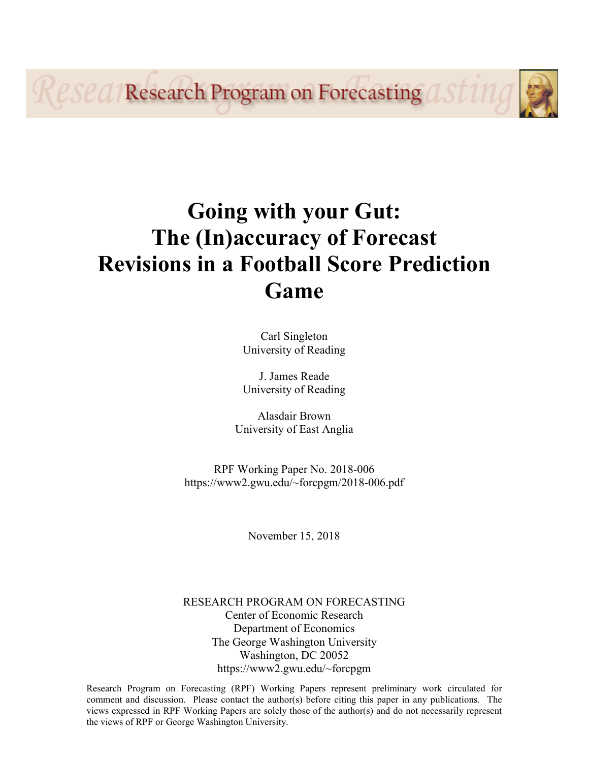Research Program on Forecasting

# Going with your Gut: The (In)accuracy of Forecast Revisions in a Football Score Prediction Game

Carl Singleton
University of Reading

J. James Reade
University of Reading

Alasdair Brown
University of East Anglia

RPF Working Paper No. 2018-006
https://www2.gwu.edu/~forcpgm/2018-006.pdf

November 15, 2018

RESEARCH PROGRAM ON FORECASTING
Center of Economic Research
Department of Economics
The George Washington University
Washington, DC 20052
https://www2.gwu.edu/~forcpgm

Research Program on Forecasting (RPF) Working Papers represent preliminary work circulated for comment and discussion. Please contact the author(s) before citing this paper in any publications. The views expressed in RPF Working Papers are solely those of the author(s) and do not necessarily represent the views of RPF or George Washington University.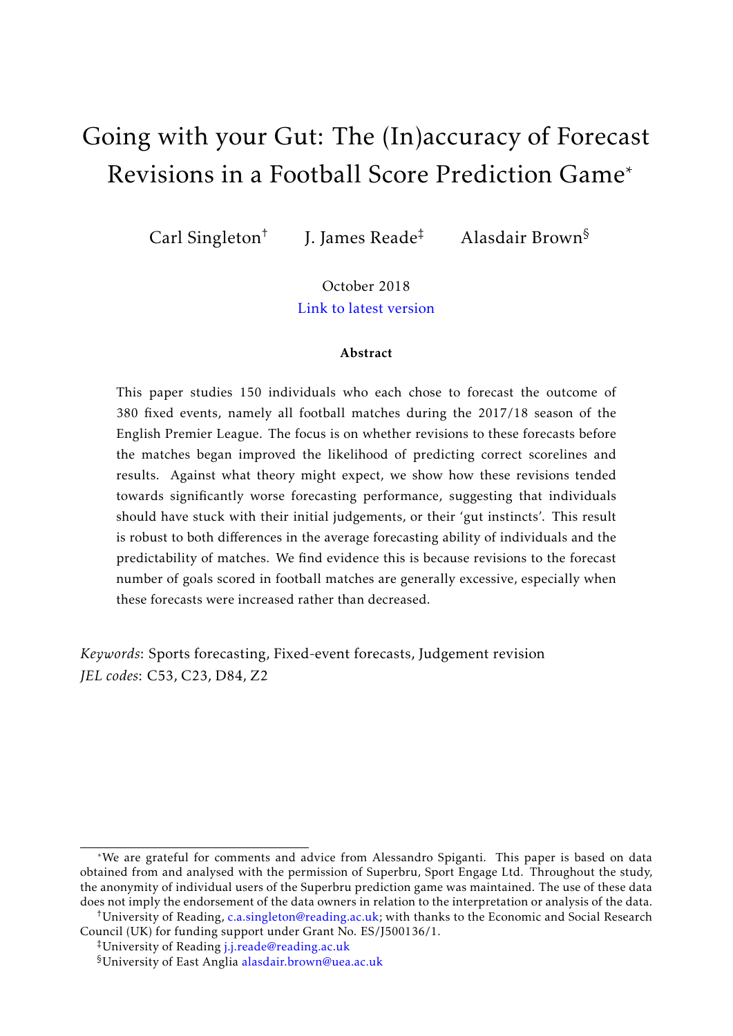# Going with your Gut: The (In)accuracy of Forecast Revisions in a Football Score Prediction Game*

Carl Singleton[†] J. James Reade[‡] Alasdair Brown[§]

October 2018

Link to latest version

**Abstract**

This paper studies 150 individuals who each chose to forecast the outcome of 380 fixed events, namely all football matches during the 2017/18 season of the English Premier League. The focus is on whether revisions to these forecasts before the matches began improved the likelihood of predicting correct scorelines and results. Against what theory might expect, we show how these revisions tended towards significantly worse forecasting performance, suggesting that individuals should have stuck with their initial judgements, or their 'gut instincts'. This result is robust to both differences in the average forecasting ability of individuals and the predictability of matches. We find evidence this is because revisions to the forecast number of goals scored in football matches are generally excessive, especially when these forecasts were increased rather than decreased.

*Keywords*: Sports forecasting, Fixed-event forecasts, Judgement revision
*JEL codes*: C53, C23, D84, Z2

---

*We are grateful for comments and advice from Alessandro Spiganti. This paper is based on data obtained from and analysed with the permission of Superbru, Sport Engage Ltd. Throughout the study, the anonymity of individual users of the Superbru prediction game was maintained. The use of these data does not imply the endorsement of the data owners in relation to the interpretation or analysis of the data.

[†]University of Reading, c.a.singleton@reading.ac.uk; with thanks to the Economic and Social Research Council (UK) for funding support under Grant No. ES/J500136/1.

[‡]University of Reading j.j.reade@reading.ac.uk

[§]University of East Anglia alasdair.brown@uea.ac.uk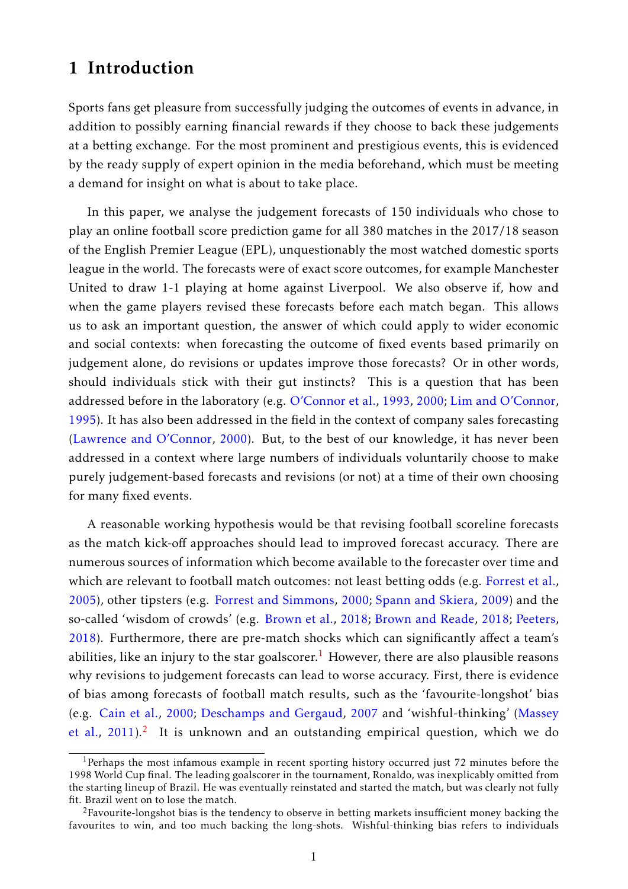# 1 Introduction

Sports fans get pleasure from successfully judging the outcomes of events in advance, in addition to possibly earning financial rewards if they choose to back these judgements at a betting exchange. For the most prominent and prestigious events, this is evidenced by the ready supply of expert opinion in the media beforehand, which must be meeting a demand for insight on what is about to take place.

In this paper, we analyse the judgement forecasts of 150 individuals who chose to play an online football score prediction game for all 380 matches in the 2017/18 season of the English Premier League (EPL), unquestionably the most watched domestic sports league in the world. The forecasts were of exact score outcomes, for example Manchester United to draw 1-1 playing at home against Liverpool. We also observe if, how and when the game players revised these forecasts before each match began. This allows us to ask an important question, the answer of which could apply to wider economic and social contexts: when forecasting the outcome of fixed events based primarily on judgement alone, do revisions or updates improve those forecasts? Or in other words, should individuals stick with their gut instincts? This is a question that has been addressed before in the laboratory (e.g. O'Connor et al., 1993, 2000; Lim and O'Connor, 1995). It has also been addressed in the field in the context of company sales forecasting (Lawrence and O'Connor, 2000). But, to the best of our knowledge, it has never been addressed in a context where large numbers of individuals voluntarily choose to make purely judgement-based forecasts and revisions (or not) at a time of their own choosing for many fixed events.

A reasonable working hypothesis would be that revising football scoreline forecasts as the match kick-off approaches should lead to improved forecast accuracy. There are numerous sources of information which become available to the forecaster over time and which are relevant to football match outcomes: not least betting odds (e.g. Forrest et al., 2005), other tipsters (e.g. Forrest and Simmons, 2000; Spann and Skiera, 2009) and the so-called 'wisdom of crowds' (e.g. Brown et al., 2018; Brown and Reade, 2018; Peeters, 2018). Furthermore, there are pre-match shocks which can significantly affect a team's abilities, like an injury to the star goalscorer.[1] However, there are also plausible reasons why revisions to judgement forecasts can lead to worse accuracy. First, there is evidence of bias among forecasts of football match results, such as the 'favourite-longshot' bias (e.g. Cain et al., 2000; Deschamps and Gergaud, 2007 and 'wishful-thinking' (Massey et al., 2011).[2] It is unknown and an outstanding empirical question, which we do

[1] Perhaps the most infamous example in recent sporting history occurred just 72 minutes before the 1998 World Cup final. The leading goalscorer in the tournament, Ronaldo, was inexplicably omitted from the starting lineup of Brazil. He was eventually reinstated and started the match, but was clearly not fully fit. Brazil went on to lose the match.

[2] Favourite-longshot bias is the tendency to observe in betting markets insufficient money backing the favourites to win, and too much backing the long-shots. Wishful-thinking bias refers to individuals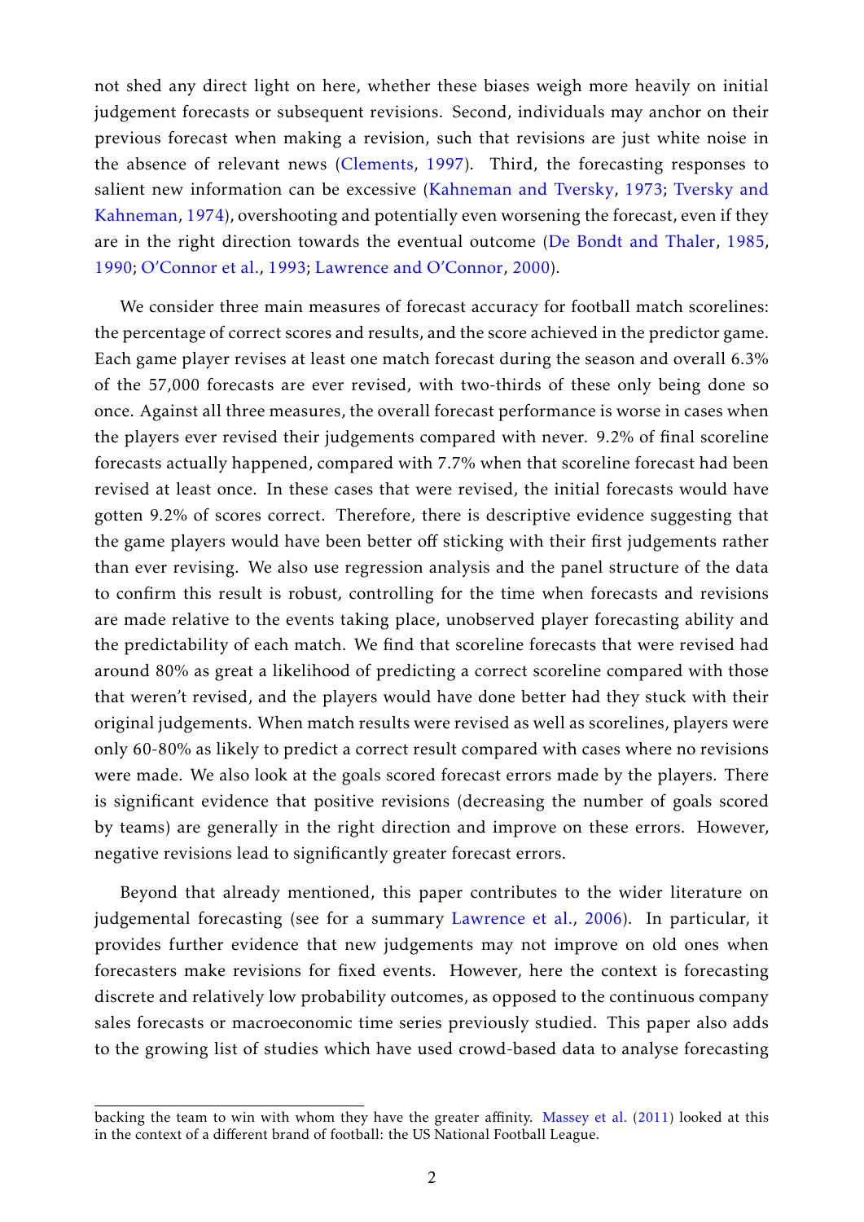not shed any direct light on here, whether these biases weigh more heavily on initial judgement forecasts or subsequent revisions. Second, individuals may anchor on their previous forecast when making a revision, such that revisions are just white noise in the absence of relevant news (Clements, 1997). Third, the forecasting responses to salient new information can be excessive (Kahneman and Tversky, 1973; Tversky and Kahneman, 1974), overshooting and potentially even worsening the forecast, even if they are in the right direction towards the eventual outcome (De Bondt and Thaler, 1985, 1990; O'Connor et al., 1993; Lawrence and O'Connor, 2000).

We consider three main measures of forecast accuracy for football match scorelines: the percentage of correct scores and results, and the score achieved in the predictor game. Each game player revises at least one match forecast during the season and overall 6.3% of the 57,000 forecasts are ever revised, with two-thirds of these only being done so once. Against all three measures, the overall forecast performance is worse in cases when the players ever revised their judgements compared with never. 9.2% of final scoreline forecasts actually happened, compared with 7.7% when that scoreline forecast had been revised at least once. In these cases that were revised, the initial forecasts would have gotten 9.2% of scores correct. Therefore, there is descriptive evidence suggesting that the game players would have been better off sticking with their first judgements rather than ever revising. We also use regression analysis and the panel structure of the data to confirm this result is robust, controlling for the time when forecasts and revisions are made relative to the events taking place, unobserved player forecasting ability and the predictability of each match. We find that scoreline forecasts that were revised had around 80% as great a likelihood of predicting a correct scoreline compared with those that weren't revised, and the players would have done better had they stuck with their original judgements. When match results were revised as well as scorelines, players were only 60-80% as likely to predict a correct result compared with cases where no revisions were made. We also look at the goals scored forecast errors made by the players. There is significant evidence that positive revisions (decreasing the number of goals scored by teams) are generally in the right direction and improve on these errors. However, negative revisions lead to significantly greater forecast errors.

Beyond that already mentioned, this paper contributes to the wider literature on judgemental forecasting (see for a summary Lawrence et al., 2006). In particular, it provides further evidence that new judgements may not improve on old ones when forecasters make revisions for fixed events. However, here the context is forecasting discrete and relatively low probability outcomes, as opposed to the continuous company sales forecasts or macroeconomic time series previously studied. This paper also adds to the growing list of studies which have used crowd-based data to analyse forecasting

backing the team to win with whom they have the greater affinity. Massey et al. (2011) looked at this in the context of a different brand of football: the US National Football League.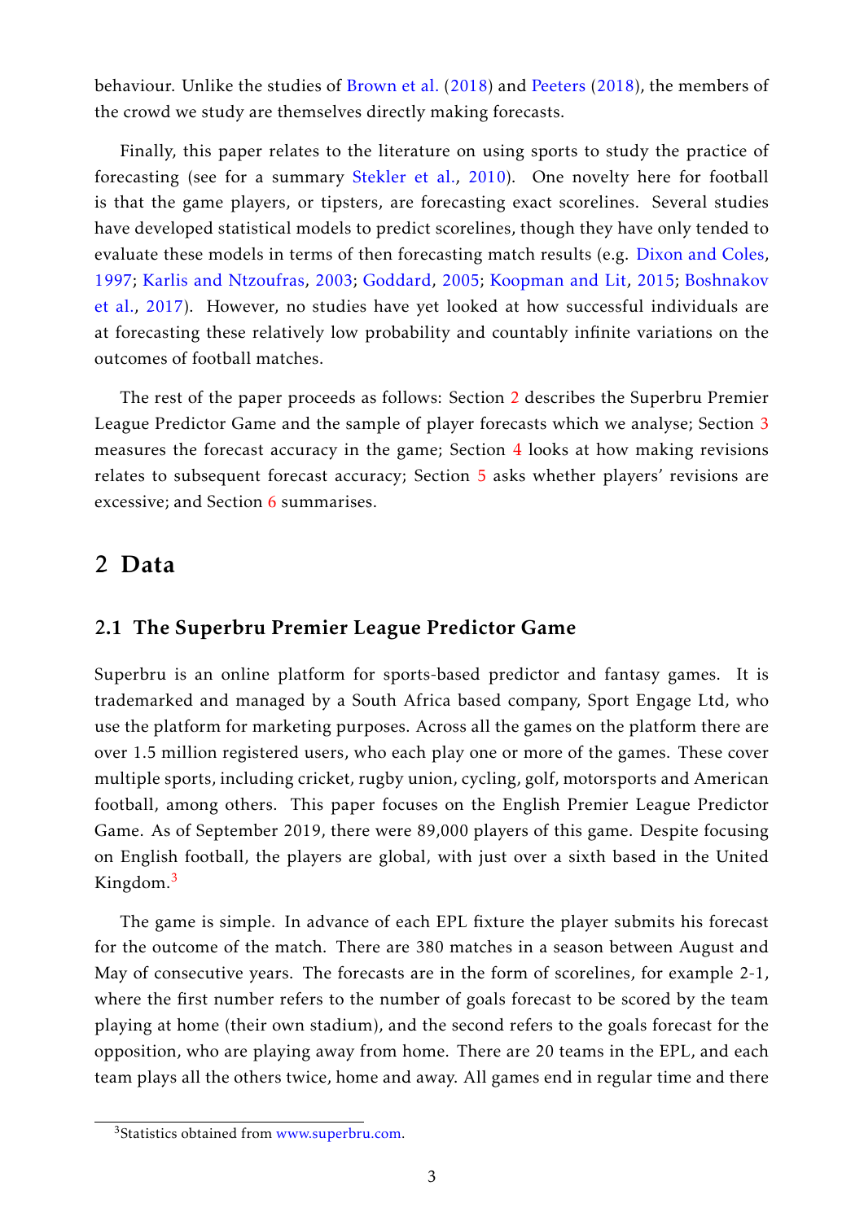behaviour. Unlike the studies of Brown et al. (2018) and Peeters (2018), the members of the crowd we study are themselves directly making forecasts.

Finally, this paper relates to the literature on using sports to study the practice of forecasting (see for a summary Stekler et al., 2010). One novelty here for football is that the game players, or tipsters, are forecasting exact scorelines. Several studies have developed statistical models to predict scorelines, though they have only tended to evaluate these models in terms of then forecasting match results (e.g. Dixon and Coles, 1997; Karlis and Ntzoufras, 2003; Goddard, 2005; Koopman and Lit, 2015; Boshnakov et al., 2017). However, no studies have yet looked at how successful individuals are at forecasting these relatively low probability and countably infinite variations on the outcomes of football matches.

The rest of the paper proceeds as follows: Section 2 describes the Superbru Premier League Predictor Game and the sample of player forecasts which we analyse; Section 3 measures the forecast accuracy in the game; Section 4 looks at how making revisions relates to subsequent forecast accuracy; Section 5 asks whether players' revisions are excessive; and Section 6 summarises.

## 2 Data

### 2.1 The Superbru Premier League Predictor Game

Superbru is an online platform for sports-based predictor and fantasy games. It is trademarked and managed by a South Africa based company, Sport Engage Ltd, who use the platform for marketing purposes. Across all the games on the platform there are over 1.5 million registered users, who each play one or more of the games. These cover multiple sports, including cricket, rugby union, cycling, golf, motorsports and American football, among others. This paper focuses on the English Premier League Predictor Game. As of September 2019, there were 89,000 players of this game. Despite focusing on English football, the players are global, with just over a sixth based in the United Kingdom.[3]

The game is simple. In advance of each EPL fixture the player submits his forecast for the outcome of the match. There are 380 matches in a season between August and May of consecutive years. The forecasts are in the form of scorelines, for example 2-1, where the first number refers to the number of goals forecast to be scored by the team playing at home (their own stadium), and the second refers to the goals forecast for the opposition, who are playing away from home. There are 20 teams in the EPL, and each team plays all the others twice, home and away. All games end in regular time and there

[3] Statistics obtained from www.superbru.com.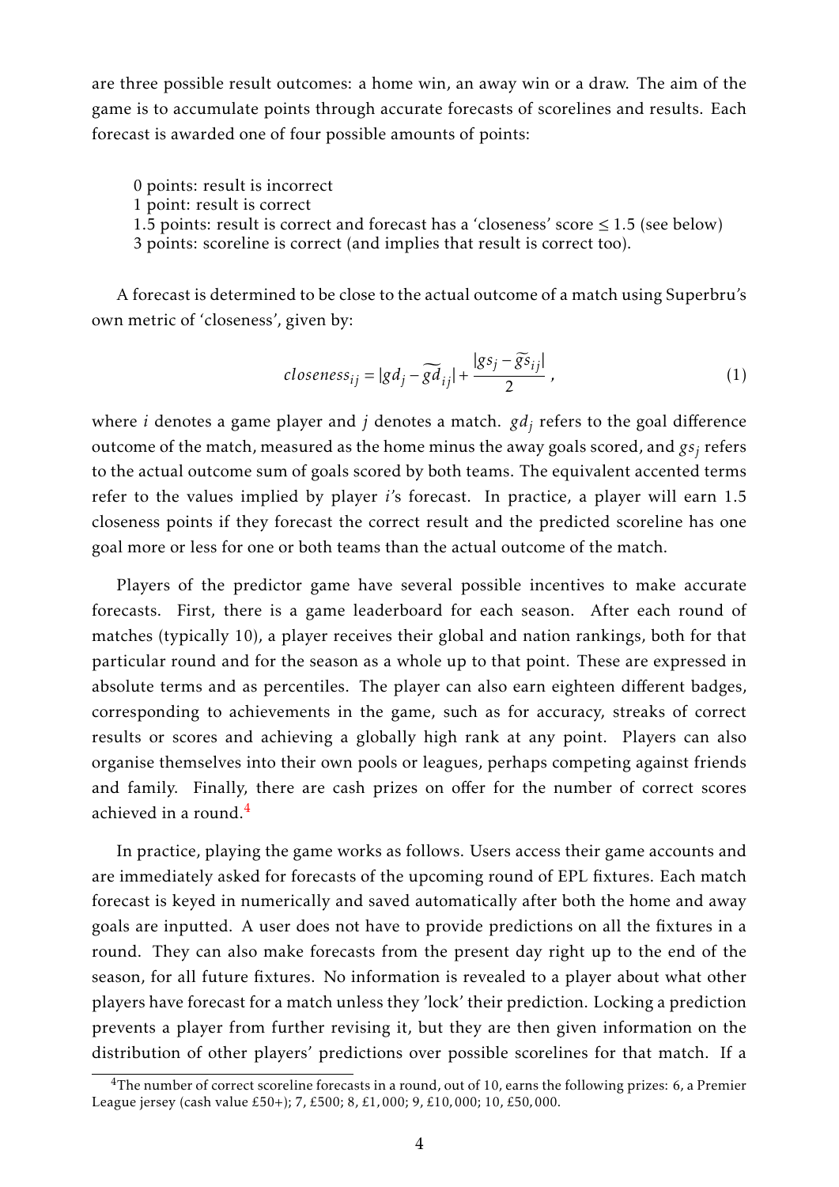are three possible result outcomes: a home win, an away win or a draw. The aim of the game is to accumulate points through accurate forecasts of scorelines and results. Each forecast is awarded one of four possible amounts of points:

0 points: result is incorrect
1 point: result is correct
1.5 points: result is correct and forecast has a 'closeness' score $\leq 1.5$ (see below)
3 points: scoreline is correct (and implies that result is correct too).

A forecast is determined to be close to the actual outcome of a match using Superbru's own metric of 'closeness', given by:

$$closeness_{ij} = |gd_j - \widetilde{gd}_{ij}| + \frac{|gs_j - \widetilde{gs}_{ij}|}{2}, \tag{1}$$

where $i$ denotes a game player and $j$ denotes a match. $gd_j$ refers to the goal difference outcome of the match, measured as the home minus the away goals scored, and $gs_j$ refers to the actual outcome sum of goals scored by both teams. The equivalent accented terms refer to the values implied by player $i$'s forecast. In practice, a player will earn 1.5 closeness points if they forecast the correct result and the predicted scoreline has one goal more or less for one or both teams than the actual outcome of the match.

Players of the predictor game have several possible incentives to make accurate forecasts. First, there is a game leaderboard for each season. After each round of matches (typically 10), a player receives their global and nation rankings, both for that particular round and for the season as a whole up to that point. These are expressed in absolute terms and as percentiles. The player can also earn eighteen different badges, corresponding to achievements in the game, such as for accuracy, streaks of correct results or scores and achieving a globally high rank at any point. Players can also organise themselves into their own pools or leagues, perhaps competing against friends and family. Finally, there are cash prizes on offer for the number of correct scores achieved in a round.[4]

In practice, playing the game works as follows. Users access their game accounts and are immediately asked for forecasts of the upcoming round of EPL fixtures. Each match forecast is keyed in numerically and saved automatically after both the home and away goals are inputted. A user does not have to provide predictions on all the fixtures in a round. They can also make forecasts from the present day right up to the end of the season, for all future fixtures. No information is revealed to a player about what other players have forecast for a match unless they 'lock' their prediction. Locking a prediction prevents a player from further revising it, but they are then given information on the distribution of other players' predictions over possible scorelines for that match. If a

[4] The number of correct scoreline forecasts in a round, out of 10, earns the following prizes: 6, a Premier League jersey (cash value £50+); 7, £500; 8, £1,000; 9, £10,000; 10, £50,000.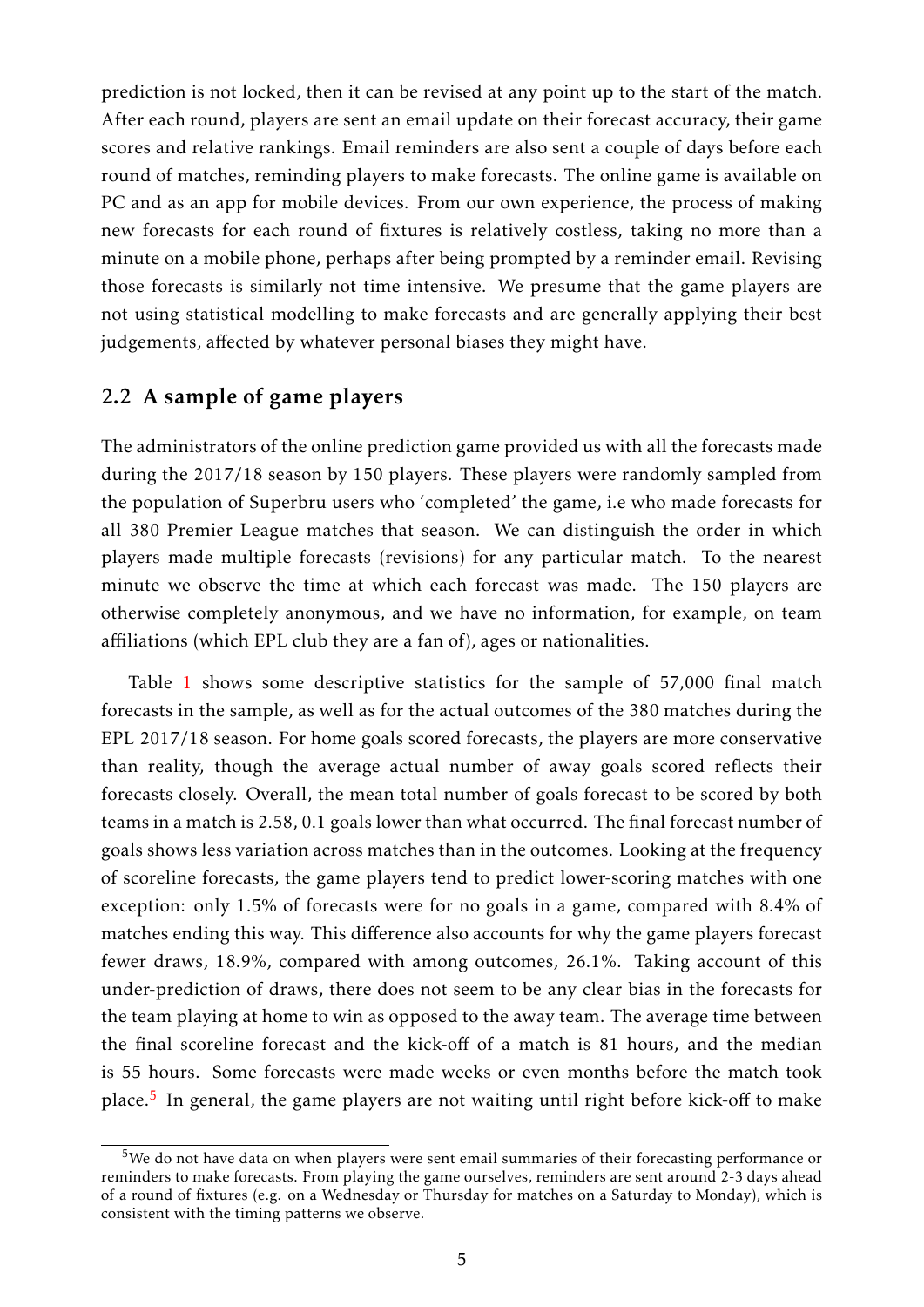prediction is not locked, then it can be revised at any point up to the start of the match. After each round, players are sent an email update on their forecast accuracy, their game scores and relative rankings. Email reminders are also sent a couple of days before each round of matches, reminding players to make forecasts. The online game is available on PC and as an app for mobile devices. From our own experience, the process of making new forecasts for each round of fixtures is relatively costless, taking no more than a minute on a mobile phone, perhaps after being prompted by a reminder email. Revising those forecasts is similarly not time intensive. We presume that the game players are not using statistical modelling to make forecasts and are generally applying their best judgements, affected by whatever personal biases they might have.

## 2.2 A sample of game players

The administrators of the online prediction game provided us with all the forecasts made during the 2017/18 season by 150 players. These players were randomly sampled from the population of Superbru users who 'completed' the game, i.e who made forecasts for all 380 Premier League matches that season. We can distinguish the order in which players made multiple forecasts (revisions) for any particular match. To the nearest minute we observe the time at which each forecast was made. The 150 players are otherwise completely anonymous, and we have no information, for example, on team affiliations (which EPL club they are a fan of), ages or nationalities.

Table 1 shows some descriptive statistics for the sample of 57,000 final match forecasts in the sample, as well as for the actual outcomes of the 380 matches during the EPL 2017/18 season. For home goals scored forecasts, the players are more conservative than reality, though the average actual number of away goals scored reflects their forecasts closely. Overall, the mean total number of goals forecast to be scored by both teams in a match is 2.58, 0.1 goals lower than what occurred. The final forecast number of goals shows less variation across matches than in the outcomes. Looking at the frequency of scoreline forecasts, the game players tend to predict lower-scoring matches with one exception: only 1.5% of forecasts were for no goals in a game, compared with 8.4% of matches ending this way. This difference also accounts for why the game players forecast fewer draws, 18.9%, compared with among outcomes, 26.1%. Taking account of this under-prediction of draws, there does not seem to be any clear bias in the forecasts for the team playing at home to win as opposed to the away team. The average time between the final scoreline forecast and the kick-off of a match is 81 hours, and the median is 55 hours. Some forecasts were made weeks or even months before the match took place.[5] In general, the game players are not waiting until right before kick-off to make

[5] We do not have data on when players were sent email summaries of their forecasting performance or reminders to make forecasts. From playing the game ourselves, reminders are sent around 2-3 days ahead of a round of fixtures (e.g. on a Wednesday or Thursday for matches on a Saturday to Monday), which is consistent with the timing patterns we observe.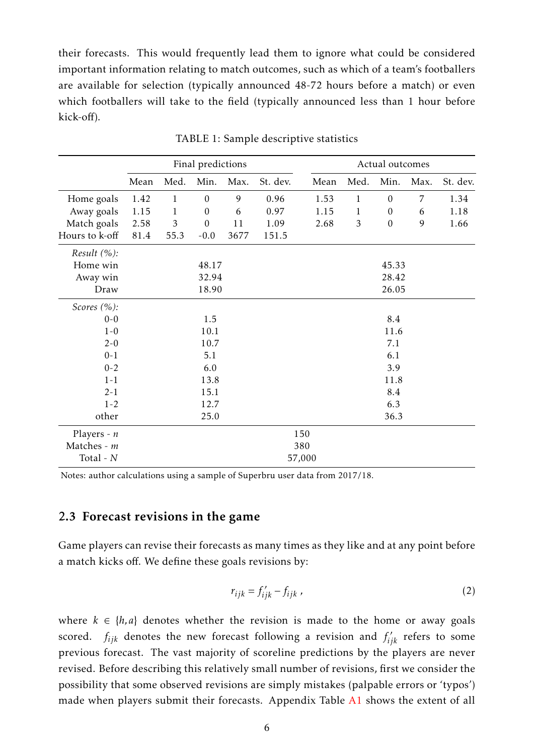their forecasts. This would frequently lead them to ignore what could be considered important information relating to match outcomes, such as which of a team's footballers are available for selection (typically announced 48-72 hours before a match) or even which footballers will take to the field (typically announced less than 1 hour before kick-off).

TABLE 1: Sample descriptive statistics

| | Final predictions | | | | | Actual outcomes | | | | |
|---|---|---|---|---|---|---|---|---|---|---|
| | Mean | Med. | Min. | Max. | St. dev. | Mean | Med. | Min. | Max. | St. dev. |
| Home goals | 1.42 | 1 | 0 | 9 | 0.96 | 1.53 | 1 | 0 | 7 | 1.34 |
| Away goals | 1.15 | 1 | 0 | 6 | 0.97 | 1.15 | 1 | 0 | 6 | 1.18 |
| Match goals | 2.58 | 3 | 0 | 11 | 1.09 | 2.68 | 3 | 0 | 9 | 1.66 |
| Hours to k-off | 81.4 | 55.3 | -0.0 | 3677 | 151.5 | | | | | |
| *Result (%):* | | | | | | | | | | |
| Home win | | | 48.17 | | | | | 45.33 | | |
| Away win | | | 32.94 | | | | | 28.42 | | |
| Draw | | | 18.90 | | | | | 26.05 | | |
| *Scores (%):* | | | | | | | | | | |
| 0-0 | | | 1.5 | | | | | 8.4 | | |
| 1-0 | | | 10.1 | | | | | 11.6 | | |
| 2-0 | | | 10.7 | | | | | 7.1 | | |
| 0-1 | | | 5.1 | | | | | 6.1 | | |
| 0-2 | | | 6.0 | | | | | 3.9 | | |
| 1-1 | | | 13.8 | | | | | 11.8 | | |
| 2-1 | | | 15.1 | | | | | 8.4 | | |
| 1-2 | | | 12.7 | | | | | 6.3 | | |
| other | | | 25.0 | | | | | 36.3 | | |
| Players - $n$ | | | | | 150 | | | | | |
| Matches - $m$ | | | | | 380 | | | | | |
| Total - $N$ | | | | | 57,000 | | | | | |

Notes: author calculations using a sample of Superbru user data from 2017/18.

## 2.3 Forecast revisions in the game

Game players can revise their forecasts as many times as they like and at any point before a match kicks off. We define these goals revisions by:

$$r_{ijk} = f'_{ijk} - f_{ijk} \,, \tag{2}$$

where $k \in \{h,a\}$ denotes whether the revision is made to the home or away goals scored. $f_{ijk}$ denotes the new forecast following a revision and $f'_{ijk}$ refers to some previous forecast. The vast majority of scoreline predictions by the players are never revised. Before describing this relatively small number of revisions, first we consider the possibility that some observed revisions are simply mistakes (palpable errors or 'typos') made when players submit their forecasts. Appendix Table A1 shows the extent of all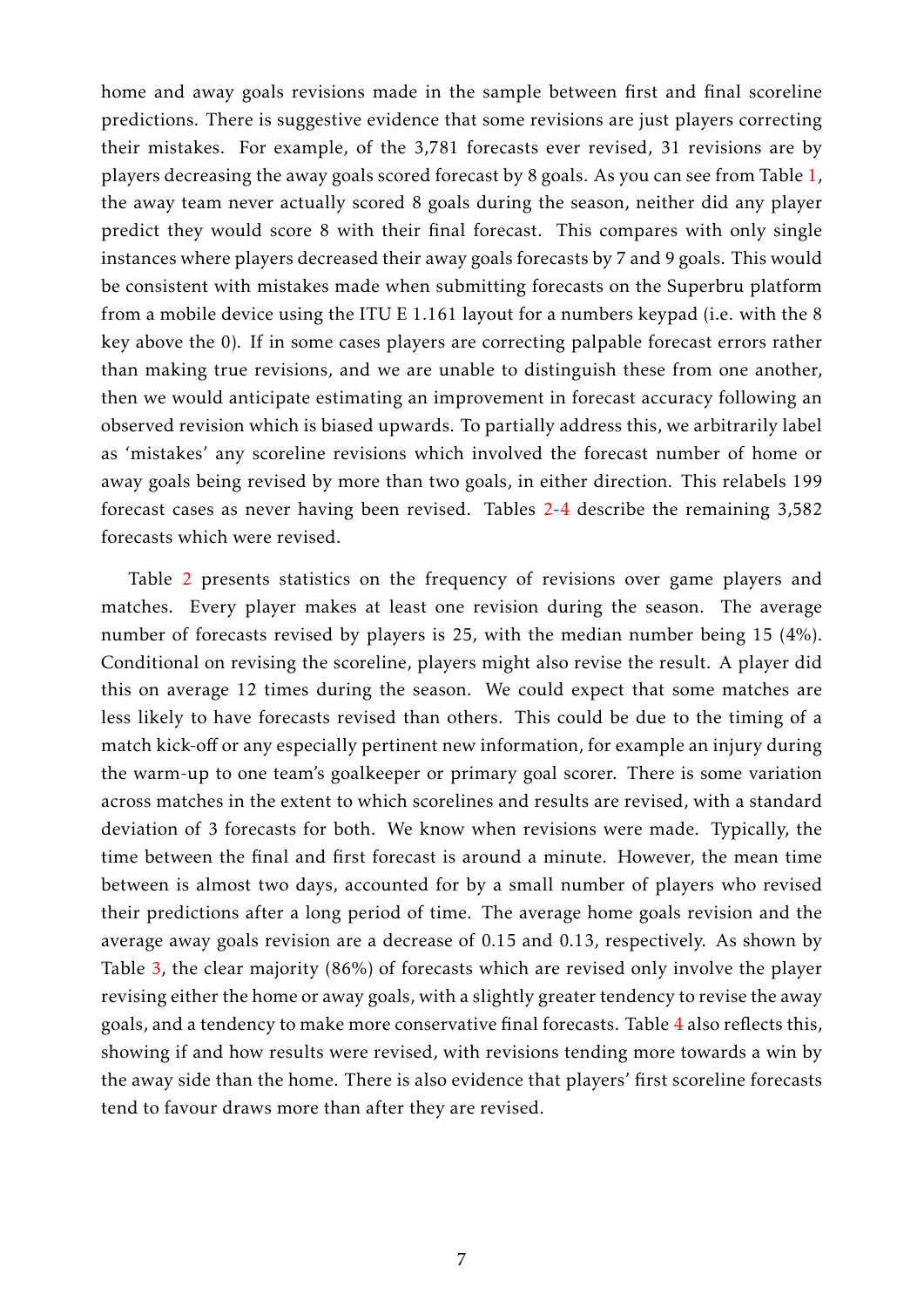home and away goals revisions made in the sample between first and final scoreline predictions. There is suggestive evidence that some revisions are just players correcting their mistakes. For example, of the 3,781 forecasts ever revised, 31 revisions are by players decreasing the away goals scored forecast by 8 goals. As you can see from Table 1, the away team never actually scored 8 goals during the season, neither did any player predict they would score 8 with their final forecast. This compares with only single instances where players decreased their away goals forecasts by 7 and 9 goals. This would be consistent with mistakes made when submitting forecasts on the Superbru platform from a mobile device using the ITU E 1.161 layout for a numbers keypad (i.e. with the 8 key above the 0). If in some cases players are correcting palpable forecast errors rather than making true revisions, and we are unable to distinguish these from one another, then we would anticipate estimating an improvement in forecast accuracy following an observed revision which is biased upwards. To partially address this, we arbitrarily label as 'mistakes' any scoreline revisions which involved the forecast number of home or away goals being revised by more than two goals, in either direction. This relabels 199 forecast cases as never having been revised. Tables 2-4 describe the remaining 3,582 forecasts which were revised.

Table 2 presents statistics on the frequency of revisions over game players and matches. Every player makes at least one revision during the season. The average number of forecasts revised by players is 25, with the median number being 15 (4%). Conditional on revising the scoreline, players might also revise the result. A player did this on average 12 times during the season. We could expect that some matches are less likely to have forecasts revised than others. This could be due to the timing of a match kick-off or any especially pertinent new information, for example an injury during the warm-up to one team's goalkeeper or primary goal scorer. There is some variation across matches in the extent to which scorelines and results are revised, with a standard deviation of 3 forecasts for both. We know when revisions were made. Typically, the time between the final and first forecast is around a minute. However, the mean time between is almost two days, accounted for by a small number of players who revised their predictions after a long period of time. The average home goals revision and the average away goals revision are a decrease of 0.15 and 0.13, respectively. As shown by Table 3, the clear majority (86%) of forecasts which are revised only involve the player revising either the home or away goals, with a slightly greater tendency to revise the away goals, and a tendency to make more conservative final forecasts. Table 4 also reflects this, showing if and how results were revised, with revisions tending more towards a win by the away side than the home. There is also evidence that players' first scoreline forecasts tend to favour draws more than after they are revised.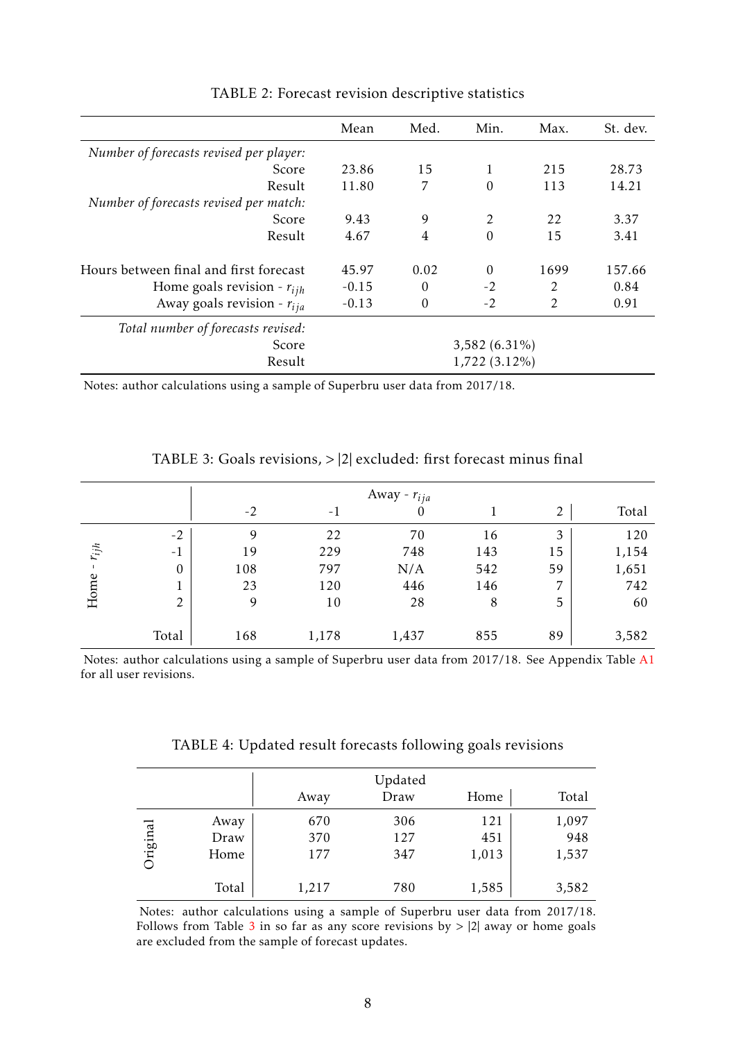TABLE 2: Forecast revision descriptive statistics

| | Mean | Med. | Min. | Max. | St. dev. |
|---|---|---|---|---|---|
| *Number of forecasts revised per player:* | | | | | |
| Score | 23.86 | 15 | 1 | 215 | 28.73 |
| Result | 11.80 | 7 | 0 | 113 | 14.21 |
| *Number of forecasts revised per match:* | | | | | |
| Score | 9.43 | 9 | 2 | 22 | 3.37 |
| Result | 4.67 | 4 | 0 | 15 | 3.41 |
| Hours between final and first forecast | 45.97 | 0.02 | 0 | 1699 | 157.66 |
| Home goals revision - $r_{ijh}$ | -0.15 | 0 | -2 | 2 | 0.84 |
| Away goals revision - $r_{ija}$ | -0.13 | 0 | -2 | 2 | 0.91 |
| *Total number of forecasts revised:* | | | | | |
| Score | | | 3,582 (6.31%) | | |
| Result | | | 1,722 (3.12%) | | |

Notes: author calculations using a sample of Superbru user data from 2017/18.

TABLE 3: Goals revisions, > |2| excluded: first forecast minus final

| | | Away - $r_{ija}$ | | | | | |
|---|---|---|---|---|---|---|---|
| | | -2 | -1 | 0 | 1 | 2 | Total |
| Home - $r_{ijh}$ | -2 | 9 | 22 | 70 | 16 | 3 | 120 |
| | -1 | 19 | 229 | 748 | 143 | 15 | 1,154 |
| | 0 | 108 | 797 | N/A | 542 | 59 | 1,651 |
| | 1 | 23 | 120 | 446 | 146 | 7 | 742 |
| | 2 | 9 | 10 | 28 | 8 | 5 | 60 |
| | Total | 168 | 1,178 | 1,437 | 855 | 89 | 3,582 |

Notes: author calculations using a sample of Superbru user data from 2017/18. See Appendix Table A1 for all user revisions.

TABLE 4: Updated result forecasts following goals revisions

| | | Updated | | | |
|---|---|---|---|---|---|
| | | Away | Draw | Home | Total |
| Original | Away | 670 | 306 | 121 | 1,097 |
| | Draw | 370 | 127 | 451 | 948 |
| | Home | 177 | 347 | 1,013 | 1,537 |
| | Total | 1,217 | 780 | 1,585 | 3,582 |

Notes: author calculations using a sample of Superbru user data from 2017/18. Follows from Table 3 in so far as any score revisions by > |2| away or home goals are excluded from the sample of forecast updates.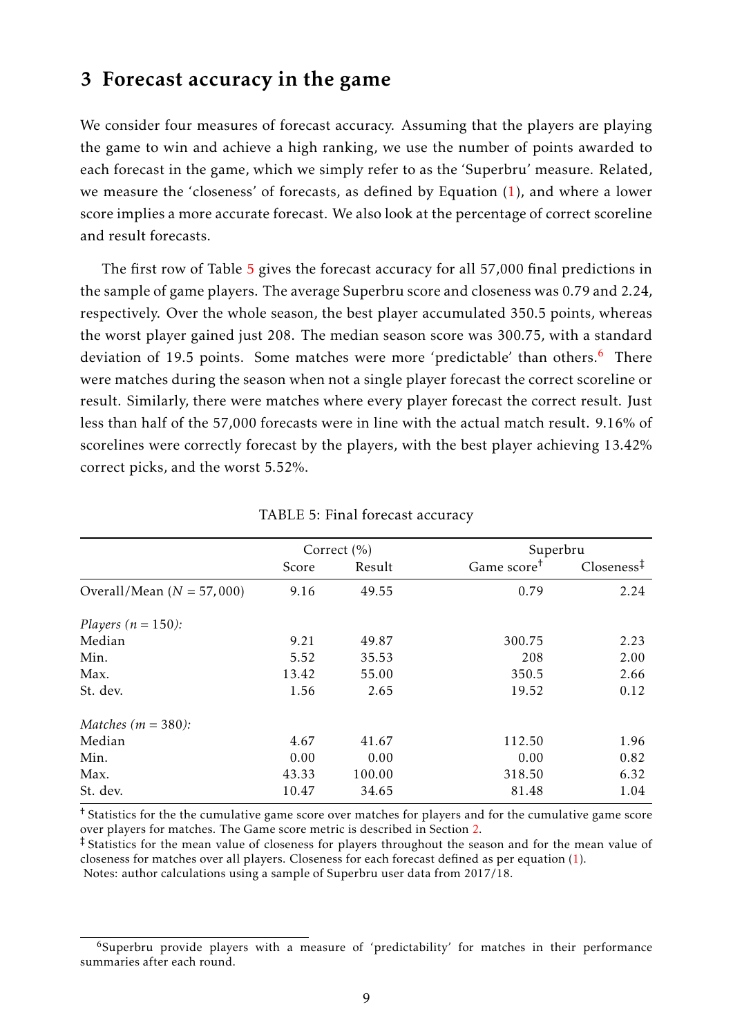## 3 Forecast accuracy in the game

We consider four measures of forecast accuracy. Assuming that the players are playing the game to win and achieve a high ranking, we use the number of points awarded to each forecast in the game, which we simply refer to as the 'Superbru' measure. Related, we measure the 'closeness' of forecasts, as defined by Equation (1), and where a lower score implies a more accurate forecast. We also look at the percentage of correct scoreline and result forecasts.

The first row of Table 5 gives the forecast accuracy for all 57,000 final predictions in the sample of game players. The average Superbru score and closeness was 0.79 and 2.24, respectively. Over the whole season, the best player accumulated 350.5 points, whereas the worst player gained just 208. The median season score was 300.75, with a standard deviation of 19.5 points. Some matches were more 'predictable' than others.[6] There were matches during the season when not a single player forecast the correct scoreline or result. Similarly, there were matches where every player forecast the correct result. Just less than half of the 57,000 forecasts were in line with the actual match result. 9.16% of scorelines were correctly forecast by the players, with the best player achieving 13.42% correct picks, and the worst 5.52%.

TABLE 5: Final forecast accuracy

| | Correct (%) | | Superbru | |
|---|---|---|---|---|
| | Score | Result | Game score[†] | Closeness[‡] |
| Overall/Mean ($N = 57,000$) | 9.16 | 49.55 | 0.79 | 2.24 |
| *Players ($n = 150$):* | | | | |
| Median | 9.21 | 49.87 | 300.75 | 2.23 |
| Min. | 5.52 | 35.53 | 208 | 2.00 |
| Max. | 13.42 | 55.00 | 350.5 | 2.66 |
| St. dev. | 1.56 | 2.65 | 19.52 | 0.12 |
| *Matches ($m = 380$):* | | | | |
| Median | 4.67 | 41.67 | 112.50 | 1.96 |
| Min. | 0.00 | 0.00 | 0.00 | 0.82 |
| Max. | 43.33 | 100.00 | 318.50 | 6.32 |
| St. dev. | 10.47 | 34.65 | 81.48 | 1.04 |

[†] Statistics for the the cumulative game score over matches for players and for the cumulative game score over players for matches. The Game score metric is described in Section 2.
[‡] Statistics for the mean value of closeness for players throughout the season and for the mean value of closeness for matches over all players. Closeness for each forecast defined as per equation (1).
Notes: author calculations using a sample of Superbru user data from 2017/18.

[6] Superbru provide players with a measure of 'predictability' for matches in their performance summaries after each round.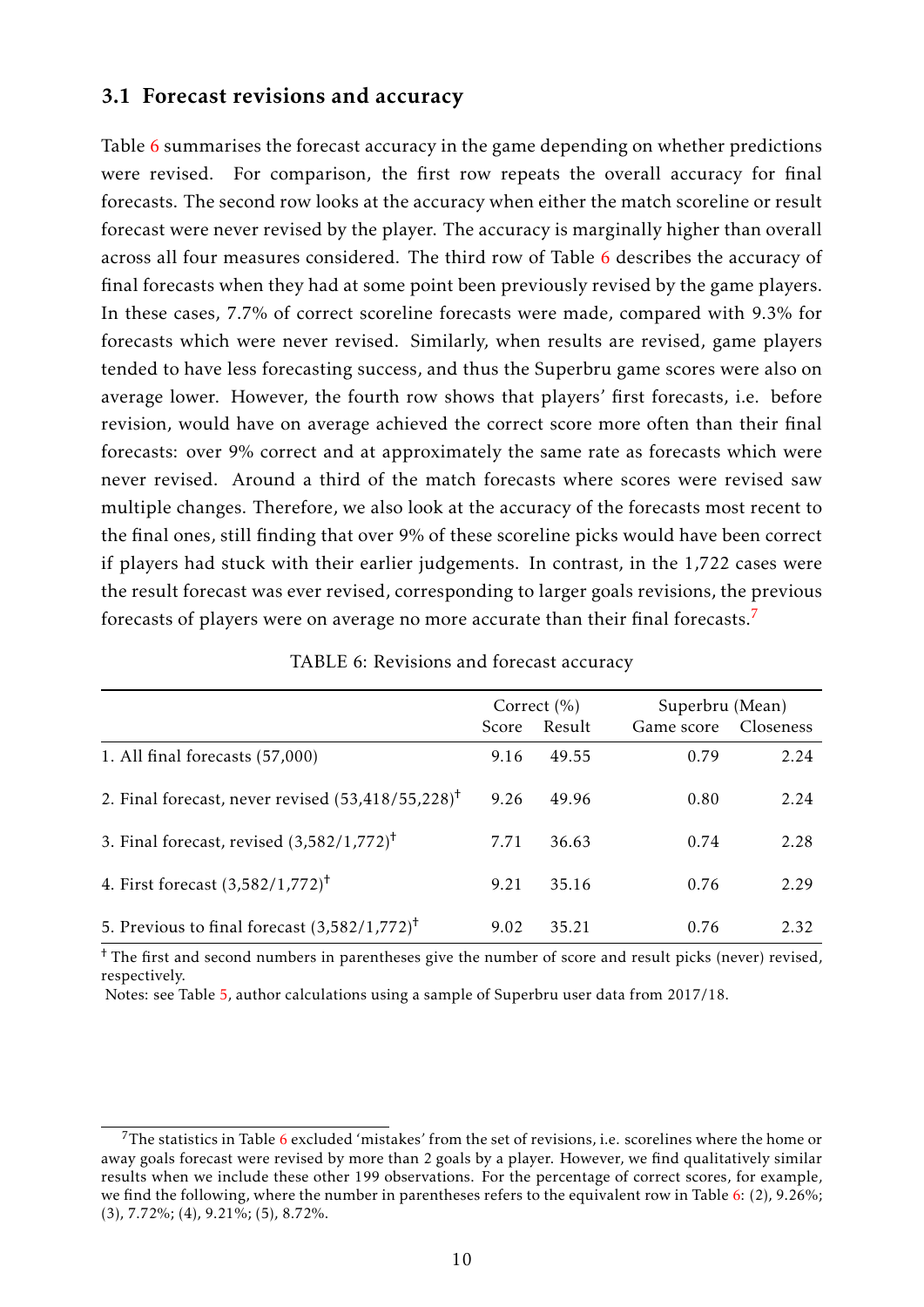### 3.1 Forecast revisions and accuracy

Table 6 summarises the forecast accuracy in the game depending on whether predictions were revised. For comparison, the first row repeats the overall accuracy for final forecasts. The second row looks at the accuracy when either the match scoreline or result forecast were never revised by the player. The accuracy is marginally higher than overall across all four measures considered. The third row of Table 6 describes the accuracy of final forecasts when they had at some point been previously revised by the game players. In these cases, 7.7% of correct scoreline forecasts were made, compared with 9.3% for forecasts which were never revised. Similarly, when results are revised, game players tended to have less forecasting success, and thus the Superbru game scores were also on average lower. However, the fourth row shows that players' first forecasts, i.e. before revision, would have on average achieved the correct score more often than their final forecasts: over 9% correct and at approximately the same rate as forecasts which were never revised. Around a third of the match forecasts where scores were revised saw multiple changes. Therefore, we also look at the accuracy of the forecasts most recent to the final ones, still finding that over 9% of these scoreline picks would have been correct if players had stuck with their earlier judgements. In contrast, in the 1,722 cases were the result forecast was ever revised, corresponding to larger goals revisions, the previous forecasts of players were on average no more accurate than their final forecasts.[7]

TABLE 6: Revisions and forecast accuracy

| | Correct (%) | | Superbru (Mean) | |
|---|---|---|---|---|
| | Score | Result | Game score | Closeness |
| 1. All final forecasts (57,000) | 9.16 | 49.55 | 0.79 | 2.24 |
| 2. Final forecast, never revised (53,418/55,228)[†] | 9.26 | 49.96 | 0.80 | 2.24 |
| 3. Final forecast, revised (3,582/1,772)[†] | 7.71 | 36.63 | 0.74 | 2.28 |
| 4. First forecast (3,582/1,772)[†] | 9.21 | 35.16 | 0.76 | 2.29 |
| 5. Previous to final forecast (3,582/1,772)[†] | 9.02 | 35.21 | 0.76 | 2.32 |

[†] The first and second numbers in parentheses give the number of score and result picks (never) revised, respectively.

Notes: see Table 5, author calculations using a sample of Superbru user data from 2017/18.

[7] The statistics in Table 6 excluded 'mistakes' from the set of revisions, i.e. scorelines where the home or away goals forecast were revised by more than 2 goals by a player. However, we find qualitatively similar results when we include these other 199 observations. For the percentage of correct scores, for example, we find the following, where the number in parentheses refers to the equivalent row in Table 6: (2), 9.26%; (3), 7.72%; (4), 9.21%; (5), 8.72%.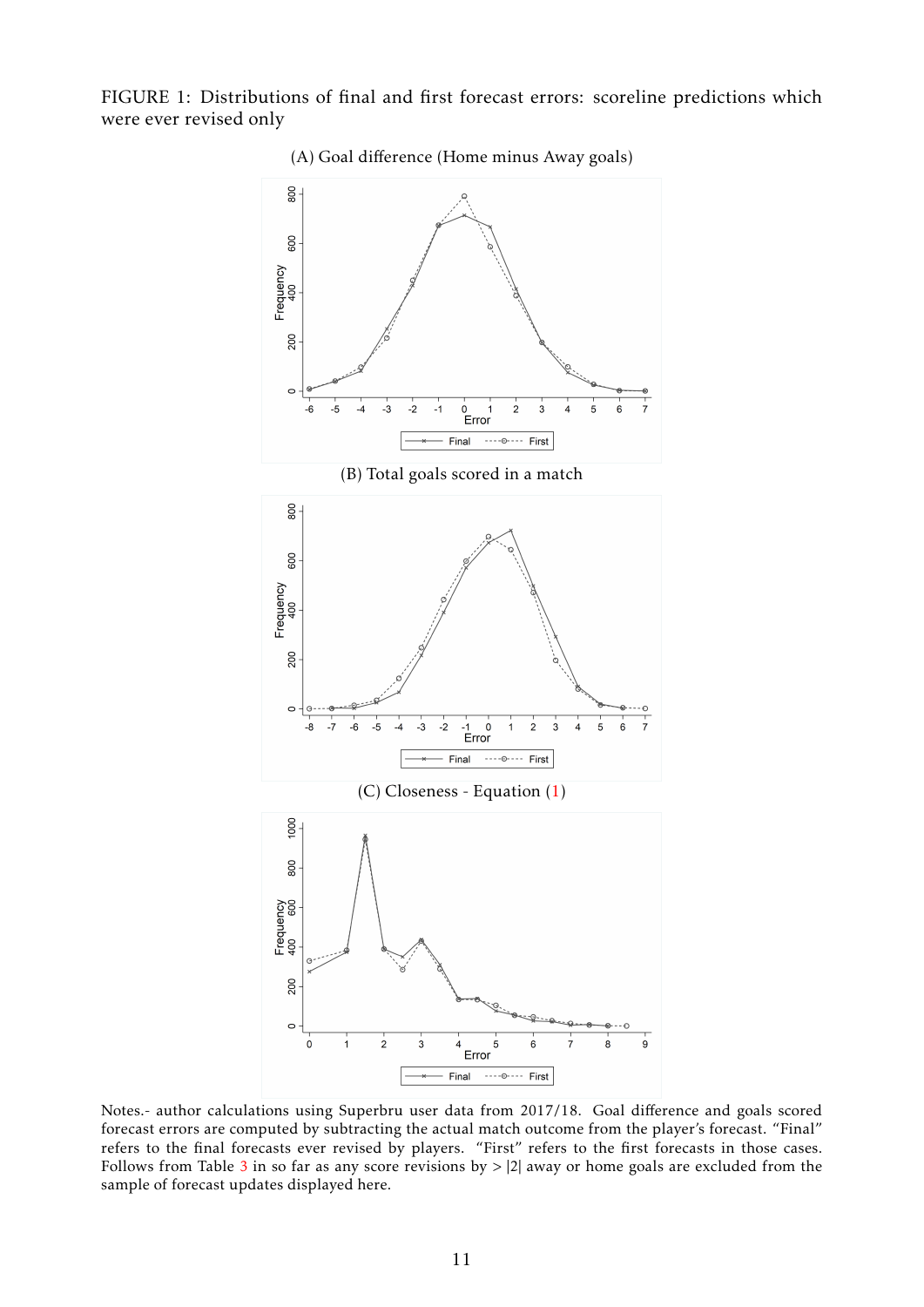FIGURE 1: Distributions of final and first forecast errors: scoreline predictions which were ever revised only

(A) Goal difference (Home minus Away goals)

(B) Total goals scored in a match

(C) Closeness - Equation (1)

Notes.- author calculations using Superbru user data from 2017/18. Goal difference and goals scored forecast errors are computed by subtracting the actual match outcome from the player's forecast. "Final" refers to the final forecasts ever revised by players. "First" refers to the first forecasts in those cases. Follows from Table 3 in so far as any score revisions by > |2| away or home goals are excluded from the sample of forecast updates displayed here.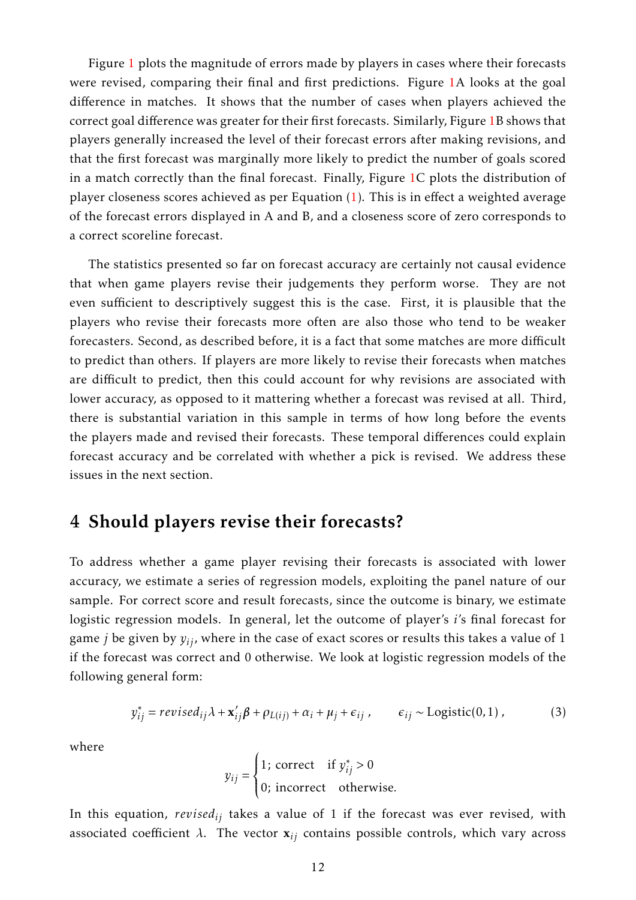Figure 1 plots the magnitude of errors made by players in cases where their forecasts were revised, comparing their final and first predictions. Figure 1A looks at the goal difference in matches. It shows that the number of cases when players achieved the correct goal difference was greater for their first forecasts. Similarly, Figure 1B shows that players generally increased the level of their forecast errors after making revisions, and that the first forecast was marginally more likely to predict the number of goals scored in a match correctly than the final forecast. Finally, Figure 1C plots the distribution of player closeness scores achieved as per Equation (1). This is in effect a weighted average of the forecast errors displayed in A and B, and a closeness score of zero corresponds to a correct scoreline forecast.

The statistics presented so far on forecast accuracy are certainly not causal evidence that when game players revise their judgements they perform worse. They are not even sufficient to descriptively suggest this is the case. First, it is plausible that the players who revise their forecasts more often are also those who tend to be weaker forecasters. Second, as described before, it is a fact that some matches are more difficult to predict than others. If players are more likely to revise their forecasts when matches are difficult to predict, then this could account for why revisions are associated with lower accuracy, as opposed to it mattering whether a forecast was revised at all. Third, there is substantial variation in this sample in terms of how long before the events the players made and revised their forecasts. These temporal differences could explain forecast accuracy and be correlated with whether a pick is revised. We address these issues in the next section.

## 4 Should players revise their forecasts?

To address whether a game player revising their forecasts is associated with lower accuracy, we estimate a series of regression models, exploiting the panel nature of our sample. For correct score and result forecasts, since the outcome is binary, we estimate logistic regression models. In general, let the outcome of player's $i$'s final forecast for game $j$ be given by $y_{ij}$, where in the case of exact scores or results this takes a value of 1 if the forecast was correct and 0 otherwise. We look at logistic regression models of the following general form:

$$y^*_{ij} = revised_{ij}\lambda + \mathbf{x}'_{ij}\beta + \rho_{L(ij)} + \alpha_i + \mu_j + \epsilon_{ij}\,, \qquad \epsilon_{ij} \sim \text{Logistic}(0,1)\,, \tag{3}$$

where

$$y_{ij} = \begin{cases} 1;\ \text{correct} & \text{if } y^*_{ij} > 0 \\ 0;\ \text{incorrect} & \text{otherwise.} \end{cases}$$

In this equation, $revised_{ij}$ takes a value of 1 if the forecast was ever revised, with associated coefficient $\lambda$. The vector $\mathbf{x}_{ij}$ contains possible controls, which vary across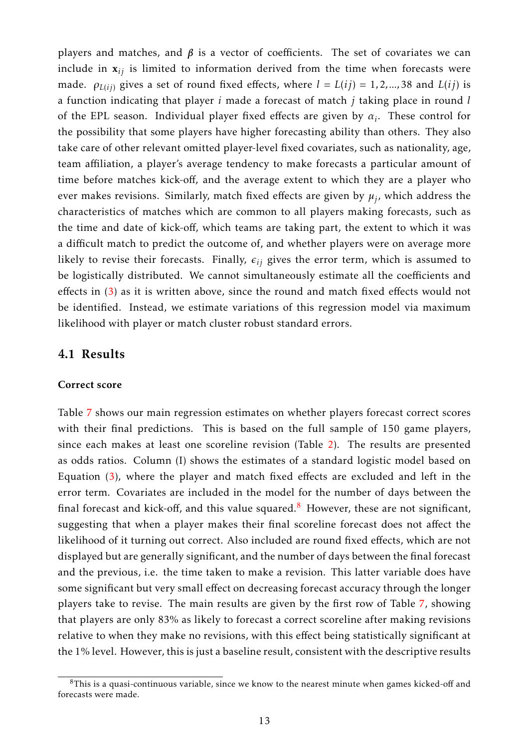players and matches, and $\boldsymbol{\beta}$ is a vector of coefficients. The set of covariates we can include in $\mathbf{x}_{ij}$ is limited to information derived from the time when forecasts were made. $\rho_{L(ij)}$ gives a set of round fixed effects, where $l = L(ij) = 1, 2, ..., 38$ and $L(ij)$ is a function indicating that player $i$ made a forecast of match $j$ taking place in round $l$ of the EPL season. Individual player fixed effects are given by $\alpha_i$. These control for the possibility that some players have higher forecasting ability than others. They also take care of other relevant omitted player-level fixed covariates, such as nationality, age, team affiliation, a player's average tendency to make forecasts a particular amount of time before matches kick-off, and the average extent to which they are a player who ever makes revisions. Similarly, match fixed effects are given by $\mu_j$, which address the characteristics of matches which are common to all players making forecasts, such as the time and date of kick-off, which teams are taking part, the extent to which it was a difficult match to predict the outcome of, and whether players were on average more likely to revise their forecasts. Finally, $\epsilon_{ij}$ gives the error term, which is assumed to be logistically distributed. We cannot simultaneously estimate all the coefficients and effects in (3) as it is written above, since the round and match fixed effects would not be identified. Instead, we estimate variations of this regression model via maximum likelihood with player or match cluster robust standard errors.

## 4.1 Results

#### Correct score

Table 7 shows our main regression estimates on whether players forecast correct scores with their final predictions. This is based on the full sample of 150 game players, since each makes at least one scoreline revision (Table 2). The results are presented as odds ratios. Column (I) shows the estimates of a standard logistic model based on Equation (3), where the player and match fixed effects are excluded and left in the error term. Covariates are included in the model for the number of days between the final forecast and kick-off, and this value squared.[8] However, these are not significant, suggesting that when a player makes their final scoreline forecast does not affect the likelihood of it turning out correct. Also included are round fixed effects, which are not displayed but are generally significant, and the number of days between the final forecast and the previous, i.e. the time taken to make a revision. This latter variable does have some significant but very small effect on decreasing forecast accuracy through the longer players take to revise. The main results are given by the first row of Table 7, showing that players are only 83% as likely to forecast a correct scoreline after making revisions relative to when they make no revisions, with this effect being statistically significant at the 1% level. However, this is just a baseline result, consistent with the descriptive results

[8] This is a quasi-continuous variable, since we know to the nearest minute when games kicked-off and forecasts were made.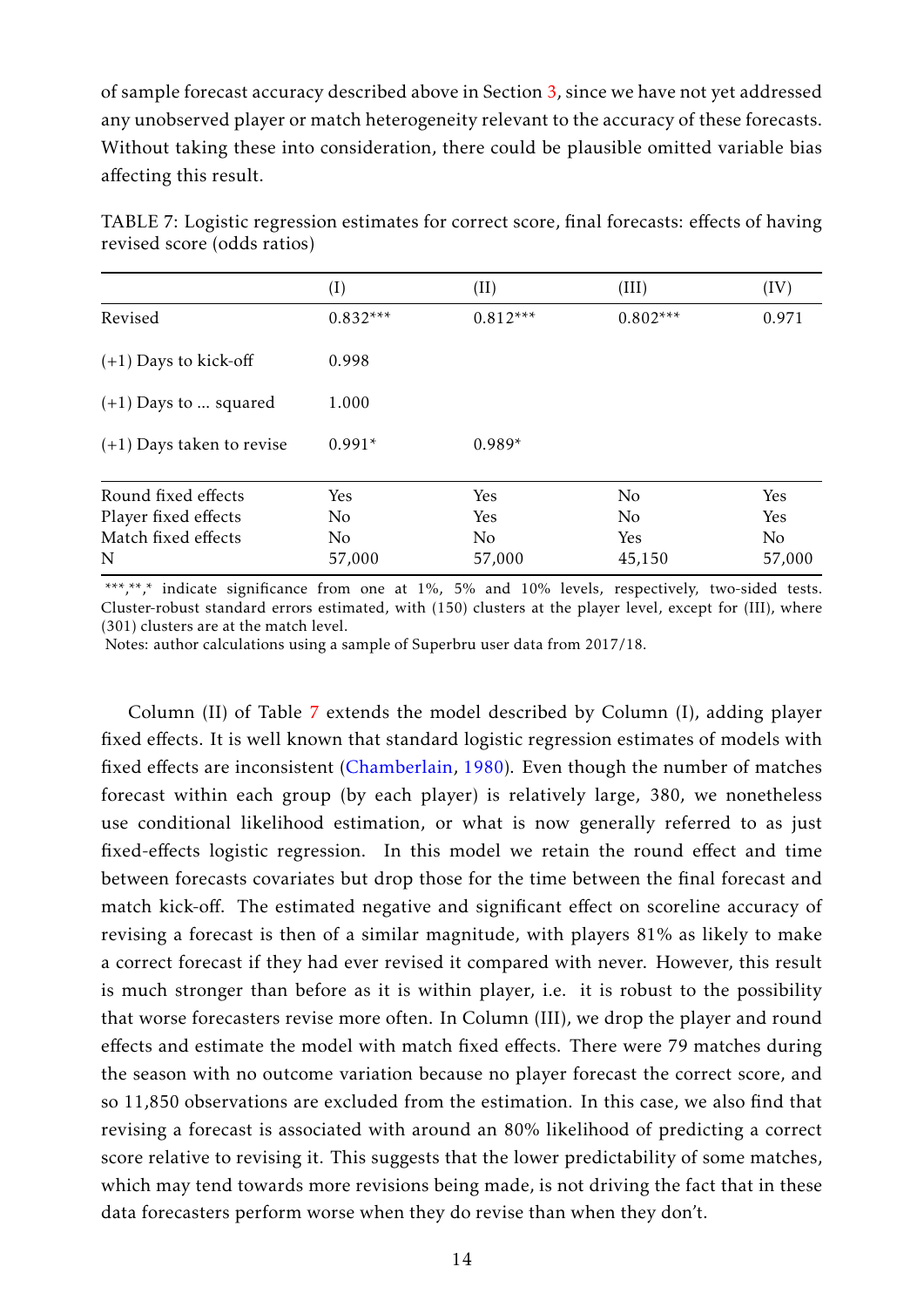of sample forecast accuracy described above in Section 3, since we have not yet addressed any unobserved player or match heterogeneity relevant to the accuracy of these forecasts. Without taking these into consideration, there could be plausible omitted variable bias affecting this result.

TABLE 7: Logistic regression estimates for correct score, final forecasts: effects of having revised score (odds ratios)

| | (I) | (II) | (III) | (IV) |
|---|---|---|---|---|
| Revised | 0.832*** | 0.812*** | 0.802*** | 0.971 |
| (+1) Days to kick-off | 0.998 | | | |
| (+1) Days to ... squared | 1.000 | | | |
| (+1) Days taken to revise | 0.991* | 0.989* | | |
| Round fixed effects | Yes | Yes | No | Yes |
| Player fixed effects | No | Yes | No | Yes |
| Match fixed effects | No | No | Yes | No |
| N | 57,000 | 57,000 | 45,150 | 57,000 |

***,**,* indicate significance from one at 1%, 5% and 10% levels, respectively, two-sided tests. Cluster-robust standard errors estimated, with (150) clusters at the player level, except for (III), where (301) clusters are at the match level.
Notes: author calculations using a sample of Superbru user data from 2017/18.

Column (II) of Table 7 extends the model described by Column (I), adding player fixed effects. It is well known that standard logistic regression estimates of models with fixed effects are inconsistent (Chamberlain, 1980). Even though the number of matches forecast within each group (by each player) is relatively large, 380, we nonetheless use conditional likelihood estimation, or what is now generally referred to as just fixed-effects logistic regression. In this model we retain the round effect and time between forecasts covariates but drop those for the time between the final forecast and match kick-off. The estimated negative and significant effect on scoreline accuracy of revising a forecast is then of a similar magnitude, with players 81% as likely to make a correct forecast if they had ever revised it compared with never. However, this result is much stronger than before as it is within player, i.e. it is robust to the possibility that worse forecasters revise more often. In Column (III), we drop the player and round effects and estimate the model with match fixed effects. There were 79 matches during the season with no outcome variation because no player forecast the correct score, and so 11,850 observations are excluded from the estimation. In this case, we also find that revising a forecast is associated with around an 80% likelihood of predicting a correct score relative to revising it. This suggests that the lower predictability of some matches, which may tend towards more revisions being made, is not driving the fact that in these data forecasters perform worse when they do revise than when they don't.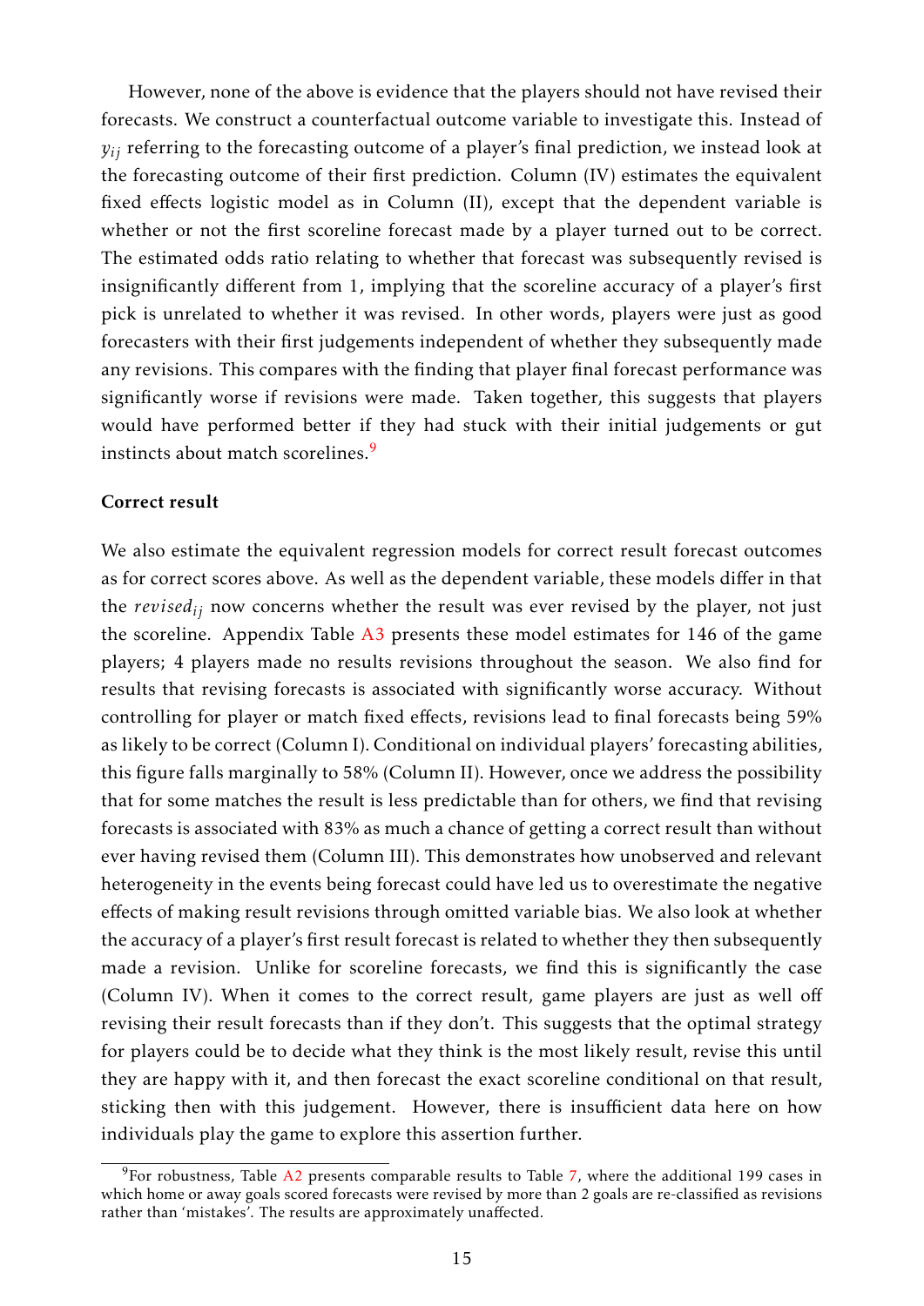However, none of the above is evidence that the players should not have revised their forecasts. We construct a counterfactual outcome variable to investigate this. Instead of $y_{ij}$ referring to the forecasting outcome of a player's final prediction, we instead look at the forecasting outcome of their first prediction. Column (IV) estimates the equivalent fixed effects logistic model as in Column (II), except that the dependent variable is whether or not the first scoreline forecast made by a player turned out to be correct. The estimated odds ratio relating to whether that forecast was subsequently revised is insignificantly different from 1, implying that the scoreline accuracy of a player's first pick is unrelated to whether it was revised. In other words, players were just as good forecasters with their first judgements independent of whether they subsequently made any revisions. This compares with the finding that player final forecast performance was significantly worse if revisions were made. Taken together, this suggests that players would have performed better if they had stuck with their initial judgements or gut instincts about match scorelines.[9]

**Correct result**

We also estimate the equivalent regression models for correct result forecast outcomes as for correct scores above. As well as the dependent variable, these models differ in that the $revised_{ij}$ now concerns whether the result was ever revised by the player, not just the scoreline. Appendix Table A3 presents these model estimates for 146 of the game players; 4 players made no results revisions throughout the season. We also find for results that revising forecasts is associated with significantly worse accuracy. Without controlling for player or match fixed effects, revisions lead to final forecasts being 59% as likely to be correct (Column I). Conditional on individual players' forecasting abilities, this figure falls marginally to 58% (Column II). However, once we address the possibility that for some matches the result is less predictable than for others, we find that revising forecasts is associated with 83% as much a chance of getting a correct result than without ever having revised them (Column III). This demonstrates how unobserved and relevant heterogeneity in the events being forecast could have led us to overestimate the negative effects of making result revisions through omitted variable bias. We also look at whether the accuracy of a player's first result forecast is related to whether they then subsequently made a revision. Unlike for scoreline forecasts, we find this is significantly the case (Column IV). When it comes to the correct result, game players are just as well off revising their result forecasts than if they don't. This suggests that the optimal strategy for players could be to decide what they think is the most likely result, revise this until they are happy with it, and then forecast the exact scoreline conditional on that result, sticking then with this judgement. However, there is insufficient data here on how individuals play the game to explore this assertion further.

[9] For robustness, Table A2 presents comparable results to Table 7, where the additional 199 cases in which home or away goals scored forecasts were revised by more than 2 goals are re-classified as revisions rather than 'mistakes'. The results are approximately unaffected.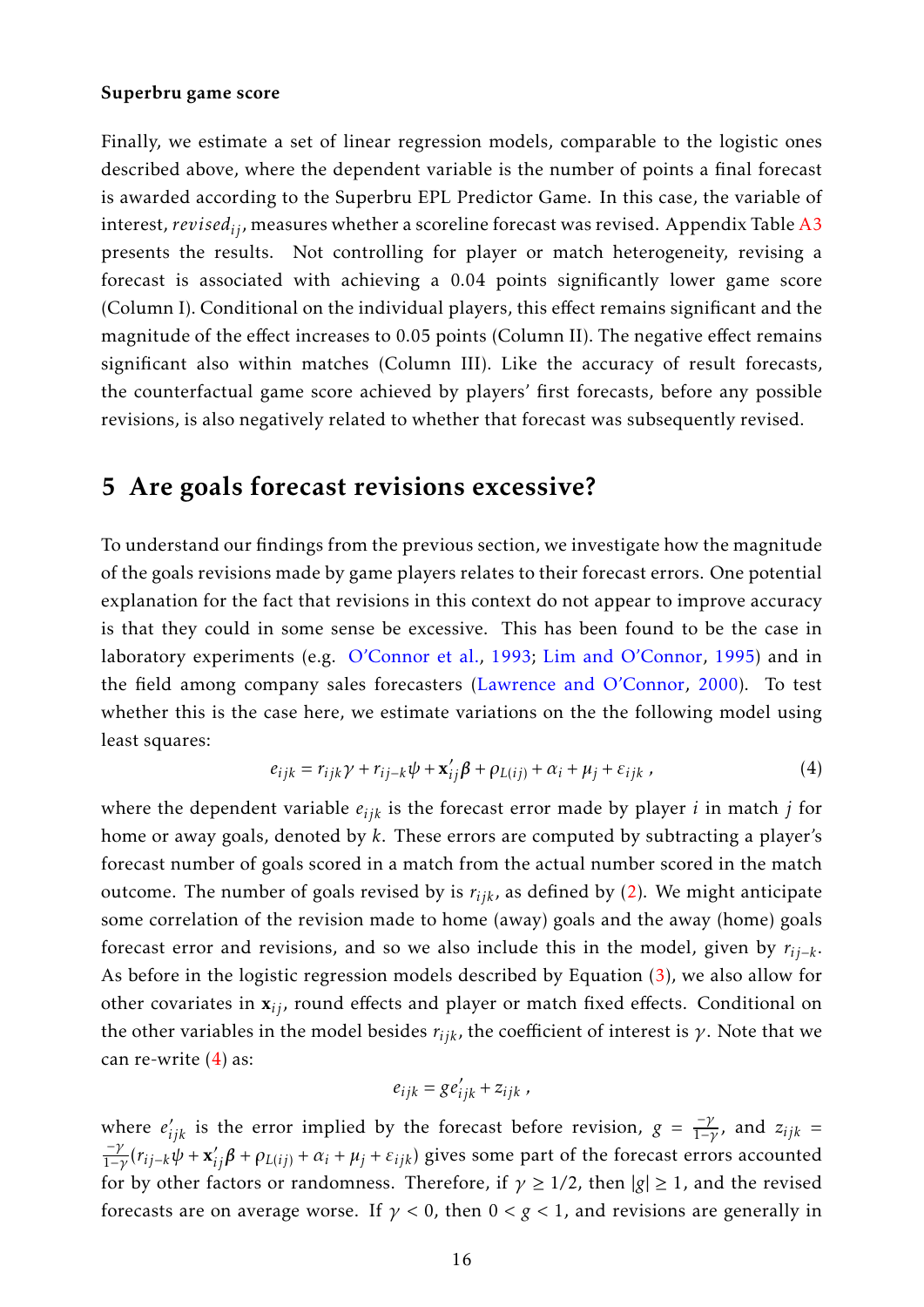**Superbru game score**

Finally, we estimate a set of linear regression models, comparable to the logistic ones described above, where the dependent variable is the number of points a final forecast is awarded according to the Superbru EPL Predictor Game. In this case, the variable of interest, $revised_{ij}$, measures whether a scoreline forecast was revised. Appendix Table A3 presents the results. Not controlling for player or match heterogeneity, revising a forecast is associated with achieving a 0.04 points significantly lower game score (Column I). Conditional on the individual players, this effect remains significant and the magnitude of the effect increases to 0.05 points (Column II). The negative effect remains significant also within matches (Column III). Like the accuracy of result forecasts, the counterfactual game score achieved by players' first forecasts, before any possible revisions, is also negatively related to whether that forecast was subsequently revised.

# 5 Are goals forecast revisions excessive?

To understand our findings from the previous section, we investigate how the magnitude of the goals revisions made by game players relates to their forecast errors. One potential explanation for the fact that revisions in this context do not appear to improve accuracy is that they could in some sense be excessive. This has been found to be the case in laboratory experiments (e.g. O'Connor et al., 1993; Lim and O'Connor, 1995) and in the field among company sales forecasters (Lawrence and O'Connor, 2000). To test whether this is the case here, we estimate variations on the the following model using least squares:

$$e_{ijk} = r_{ijk}\gamma + r_{ij-k}\psi + \mathbf{x}_{ij}'\boldsymbol{\beta} + \rho_{L(ij)} + \alpha_i + \mu_j + \varepsilon_{ijk}\ , \tag{4}$$

where the dependent variable $e_{ijk}$ is the forecast error made by player $i$ in match $j$ for home or away goals, denoted by $k$. These errors are computed by subtracting a player's forecast number of goals scored in a match from the actual number scored in the match outcome. The number of goals revised by is $r_{ijk}$, as defined by (2). We might anticipate some correlation of the revision made to home (away) goals and the away (home) goals forecast error and revisions, and so we also include this in the model, given by $r_{ij-k}$. As before in the logistic regression models described by Equation (3), we also allow for other covariates in $\mathbf{x}_{ij}$, round effects and player or match fixed effects. Conditional on the other variables in the model besides $r_{ijk}$, the coefficient of interest is $\gamma$. Note that we can re-write (4) as:

$$e_{ijk} = ge_{ijk}' + z_{ijk}\ ,$$

where $e_{ijk}'$ is the error implied by the forecast before revision, $g = \frac{-\gamma}{1-\gamma}$, and $z_{ijk} = \frac{-\gamma}{1-\gamma}(r_{ij-k}\psi + \mathbf{x}_{ij}'\boldsymbol{\beta} + \rho_{L(ij)} + \alpha_i + \mu_j + \varepsilon_{ijk})$ gives some part of the forecast errors accounted for by other factors or randomness. Therefore, if $\gamma \geq 1/2$, then $|g| \geq 1$, and the revised forecasts are on average worse. If $\gamma < 0$, then $0 < g < 1$, and revisions are generally in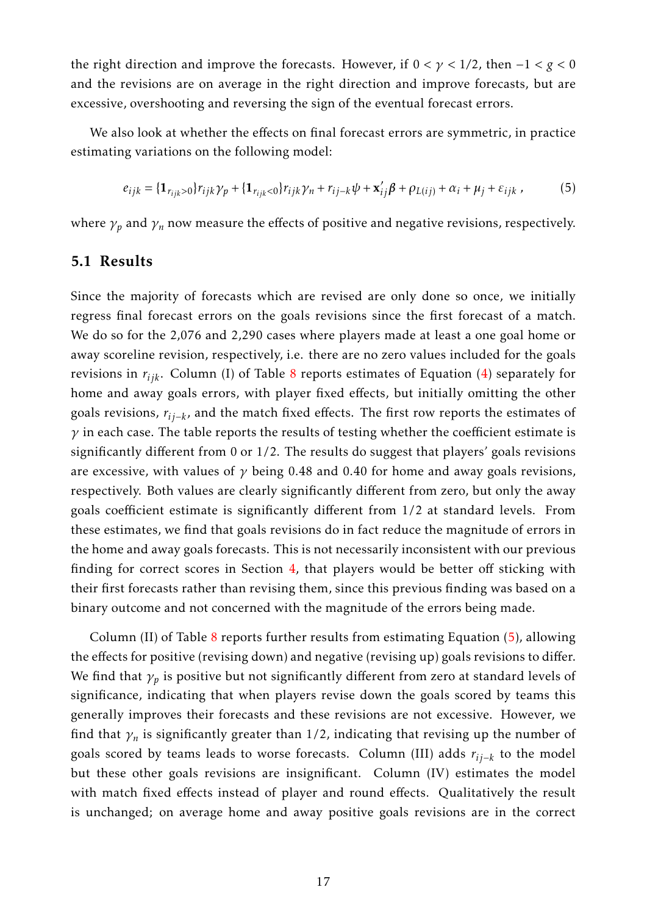the right direction and improve the forecasts. However, if $0 < \gamma < 1/2$, then $-1 < g < 0$ and the revisions are on average in the right direction and improve forecasts, but are excessive, overshooting and reversing the sign of the eventual forecast errors.

We also look at whether the effects on final forecast errors are symmetric, in practice estimating variations on the following model:

$$e_{ijk} = \{\mathbf{1}_{r_{ijk}>0}\} r_{ijk}\gamma_p + \{\mathbf{1}_{r_{ijk}<0}\} r_{ijk}\gamma_n + r_{ij-k}\psi + \mathbf{x}'_{ij}\boldsymbol{\beta} + \rho_{L(ij)} + \alpha_i + \mu_j + \varepsilon_{ijk} \,, \tag{5}$$

where $\gamma_p$ and $\gamma_n$ now measure the effects of positive and negative revisions, respectively.

## 5.1 Results

Since the majority of forecasts which are revised are only done so once, we initially regress final forecast errors on the goals revisions since the first forecast of a match. We do so for the 2,076 and 2,290 cases where players made at least a one goal home or away scoreline revision, respectively, i.e. there are no zero values included for the goals revisions in $r_{ijk}$. Column (I) of Table 8 reports estimates of Equation (4) separately for home and away goals errors, with player fixed effects, but initially omitting the other goals revisions, $r_{ij-k}$, and the match fixed effects. The first row reports the estimates of $\gamma$ in each case. The table reports the results of testing whether the coefficient estimate is significantly different from 0 or 1/2. The results do suggest that players' goals revisions are excessive, with values of $\gamma$ being 0.48 and 0.40 for home and away goals revisions, respectively. Both values are clearly significantly different from zero, but only the away goals coefficient estimate is significantly different from 1/2 at standard levels. From these estimates, we find that goals revisions do in fact reduce the magnitude of errors in the home and away goals forecasts. This is not necessarily inconsistent with our previous finding for correct scores in Section 4, that players would be better off sticking with their first forecasts rather than revising them, since this previous finding was based on a binary outcome and not concerned with the magnitude of the errors being made.

Column (II) of Table 8 reports further results from estimating Equation (5), allowing the effects for positive (revising down) and negative (revising up) goals revisions to differ. We find that $\gamma_p$ is positive but not significantly different from zero at standard levels of significance, indicating that when players revise down the goals scored by teams this generally improves their forecasts and these revisions are not excessive. However, we find that $\gamma_n$ is significantly greater than 1/2, indicating that revising up the number of goals scored by teams leads to worse forecasts. Column (III) adds $r_{ij-k}$ to the model but these other goals revisions are insignificant. Column (IV) estimates the model with match fixed effects instead of player and round effects. Qualitatively the result is unchanged; on average home and away positive goals revisions are in the correct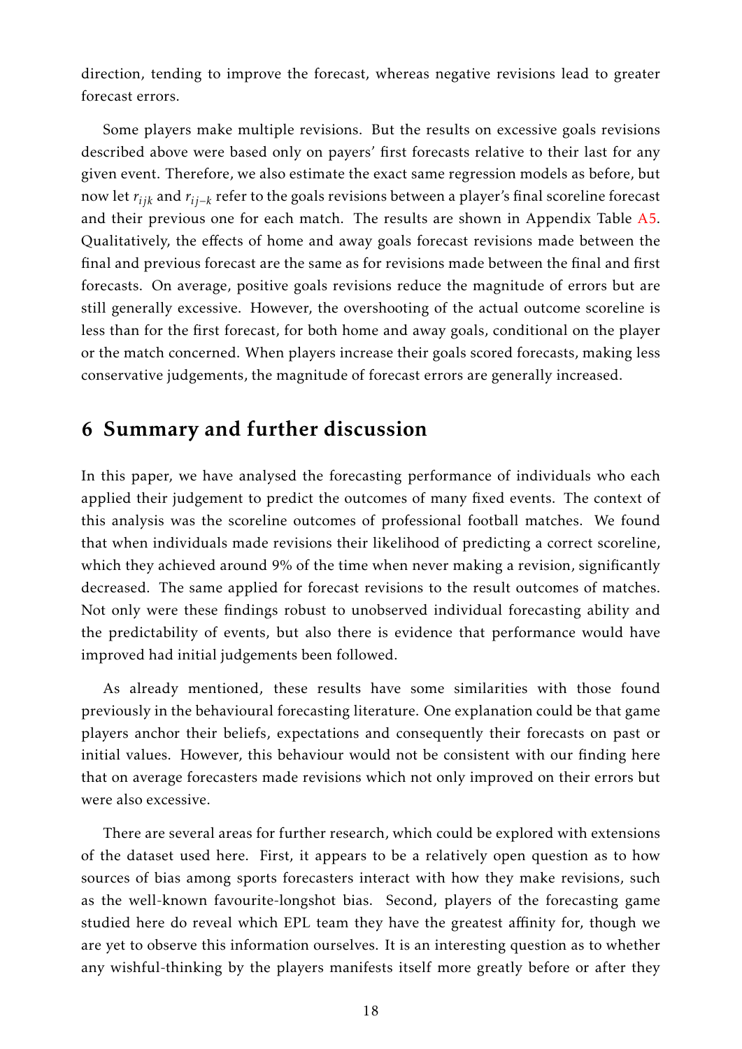direction, tending to improve the forecast, whereas negative revisions lead to greater forecast errors.

Some players make multiple revisions. But the results on excessive goals revisions described above were based only on payers' first forecasts relative to their last for any given event. Therefore, we also estimate the exact same regression models as before, but now let $r_{ijk}$ and $r_{ij-k}$ refer to the goals revisions between a player's final scoreline forecast and their previous one for each match. The results are shown in Appendix Table A5. Qualitatively, the effects of home and away goals forecast revisions made between the final and previous forecast are the same as for revisions made between the final and first forecasts. On average, positive goals revisions reduce the magnitude of errors but are still generally excessive. However, the overshooting of the actual outcome scoreline is less than for the first forecast, for both home and away goals, conditional on the player or the match concerned. When players increase their goals scored forecasts, making less conservative judgements, the magnitude of forecast errors are generally increased.

## 6 Summary and further discussion

In this paper, we have analysed the forecasting performance of individuals who each applied their judgement to predict the outcomes of many fixed events. The context of this analysis was the scoreline outcomes of professional football matches. We found that when individuals made revisions their likelihood of predicting a correct scoreline, which they achieved around 9% of the time when never making a revision, significantly decreased. The same applied for forecast revisions to the result outcomes of matches. Not only were these findings robust to unobserved individual forecasting ability and the predictability of events, but also there is evidence that performance would have improved had initial judgements been followed.

As already mentioned, these results have some similarities with those found previously in the behavioural forecasting literature. One explanation could be that game players anchor their beliefs, expectations and consequently their forecasts on past or initial values. However, this behaviour would not be consistent with our finding here that on average forecasters made revisions which not only improved on their errors but were also excessive.

There are several areas for further research, which could be explored with extensions of the dataset used here. First, it appears to be a relatively open question as to how sources of bias among sports forecasters interact with how they make revisions, such as the well-known favourite-longshot bias. Second, players of the forecasting game studied here do reveal which EPL team they have the greatest affinity for, though we are yet to observe this information ourselves. It is an interesting question as to whether any wishful-thinking by the players manifests itself more greatly before or after they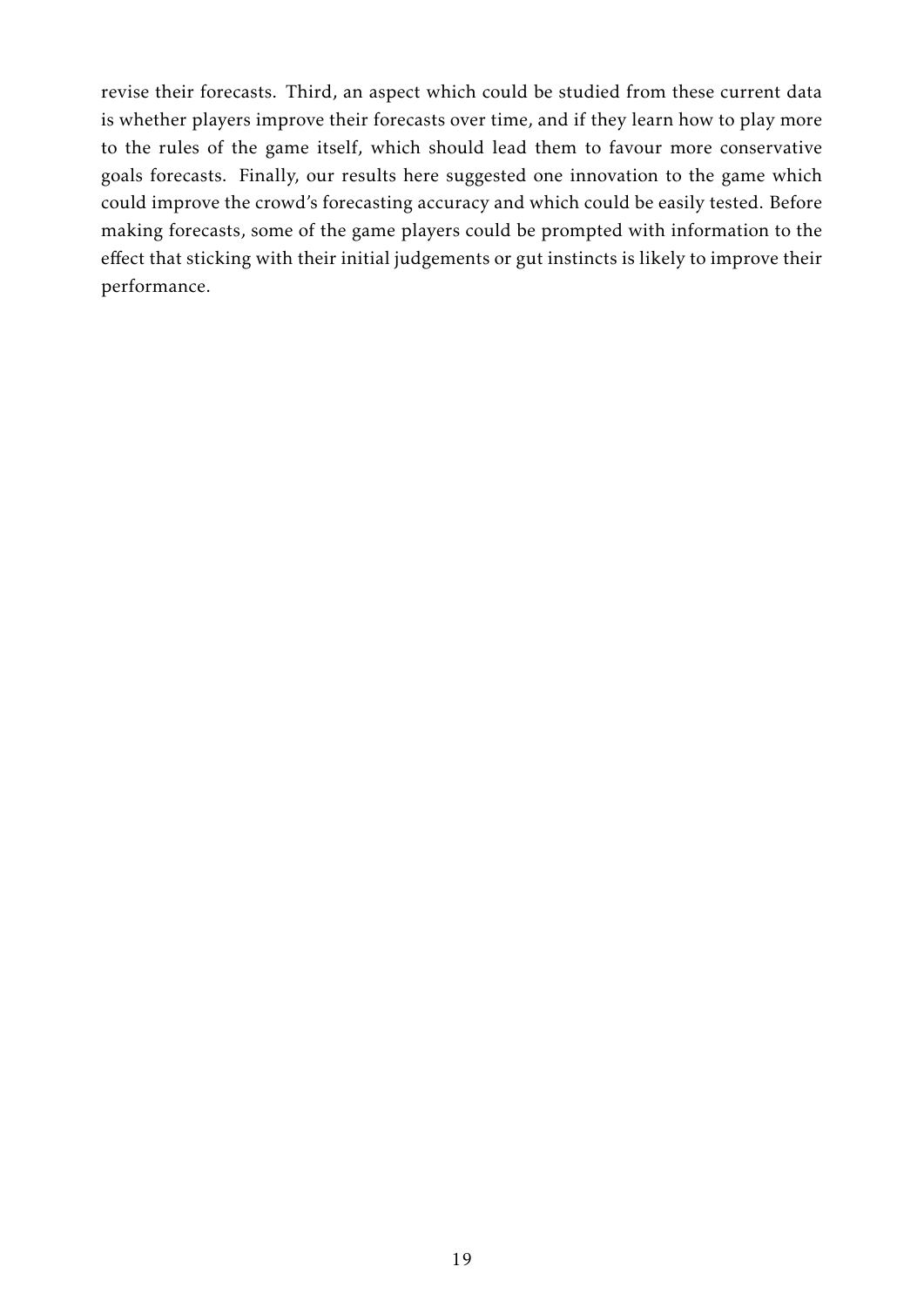revise their forecasts. Third, an aspect which could be studied from these current data is whether players improve their forecasts over time, and if they learn how to play more to the rules of the game itself, which should lead them to favour more conservative goals forecasts. Finally, our results here suggested one innovation to the game which could improve the crowd's forecasting accuracy and which could be easily tested. Before making forecasts, some of the game players could be prompted with information to the effect that sticking with their initial judgements or gut instincts is likely to improve their performance.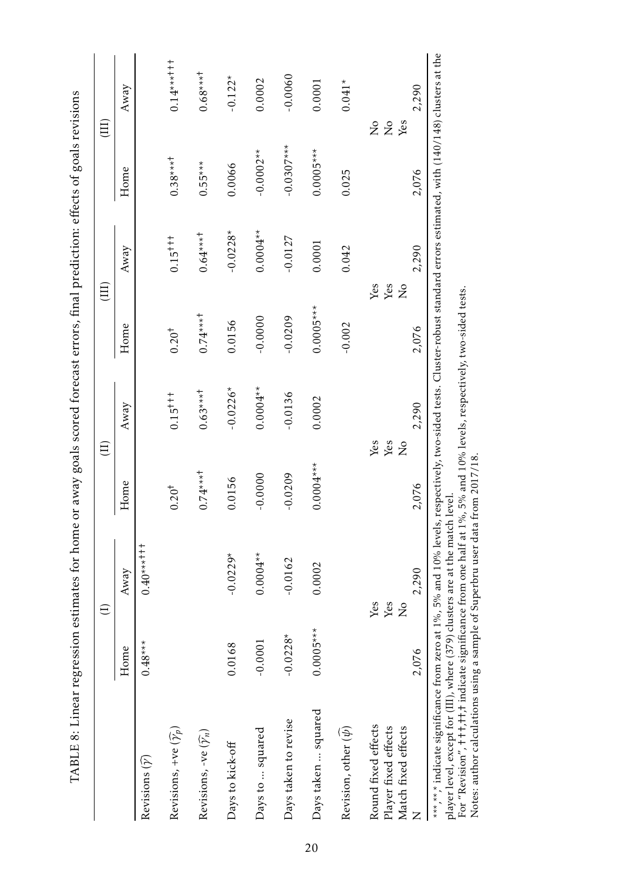TABLE 8: Linear regression estimates for home or away goals scored forecast errors, final prediction: effects of goals revisions

| | (I) | | (II) | | (III) | | (III) | |
|---|---|---|---|---|---|---|---|---|
| | Home | Away | Home | Away | Home | Away | Home | Away |
| Revisions ($\widehat{\gamma}$) | 0.48*** | 0.40***††† | | | | | | |
| Revisions, +ve ($\widehat{\gamma_p}$) | | | 0.20† | 0.15††† | 0.20† | 0.15††† | 0.38***† | 0.14***††† |
| Revisions, -ve ($\widehat{\gamma_n}$) | | | 0.74***† | 0.63***† | 0.74***† | 0.64***† | 0.55*** | 0.68***† |
| Days to kick-off | 0.0168 | -0.0229* | 0.0156 | -0.0226* | 0.0156 | -0.0228* | 0.0066 | -0.122* |
| Days to ... squared | -0.0001 | 0.0004** | -0.0000 | 0.0004** | -0.0000 | 0.0004** | -0.0002** | 0.0002 |
| Days taken to revise | -0.0228* | -0.0162 | -0.0209 | -0.0136 | -0.0209 | -0.0127 | -0.0307*** | -0.0060 |
| Days taken ... squared | 0.0005*** | 0.0002 | 0.0004*** | 0.0002 | 0.0005*** | 0.0001 | 0.0005*** | 0.0001 |
| Revision, other ($\widehat{\psi}$) | | | | | -0.002 | 0.042 | 0.025 | 0.041* |
| Round fixed effects | | Yes | | Yes | | Yes | | No |
| Player fixed effects | | Yes | | Yes | | Yes | | No |
| Match fixed effects | | No | | No | | No | | Yes |
| N | 2,076 | 2,290 | 2,076 | 2,290 | 2,076 | 2,290 | 2,076 | 2,290 |

***,**,* indicate significance from zero at 1%, 5% and 10% levels, respectively, two-sided tests. Cluster-robust standard errors estimated, with (140/148) clusters at the player level, except for (III), where (379) clusters are at the match level.
For "Revision", †††,††,† indicate significance from one half at 1%, 5% and 10% levels, respectively, two-sided tests.
Notes: author calculations using a sample of Superbru user data from 2017/18.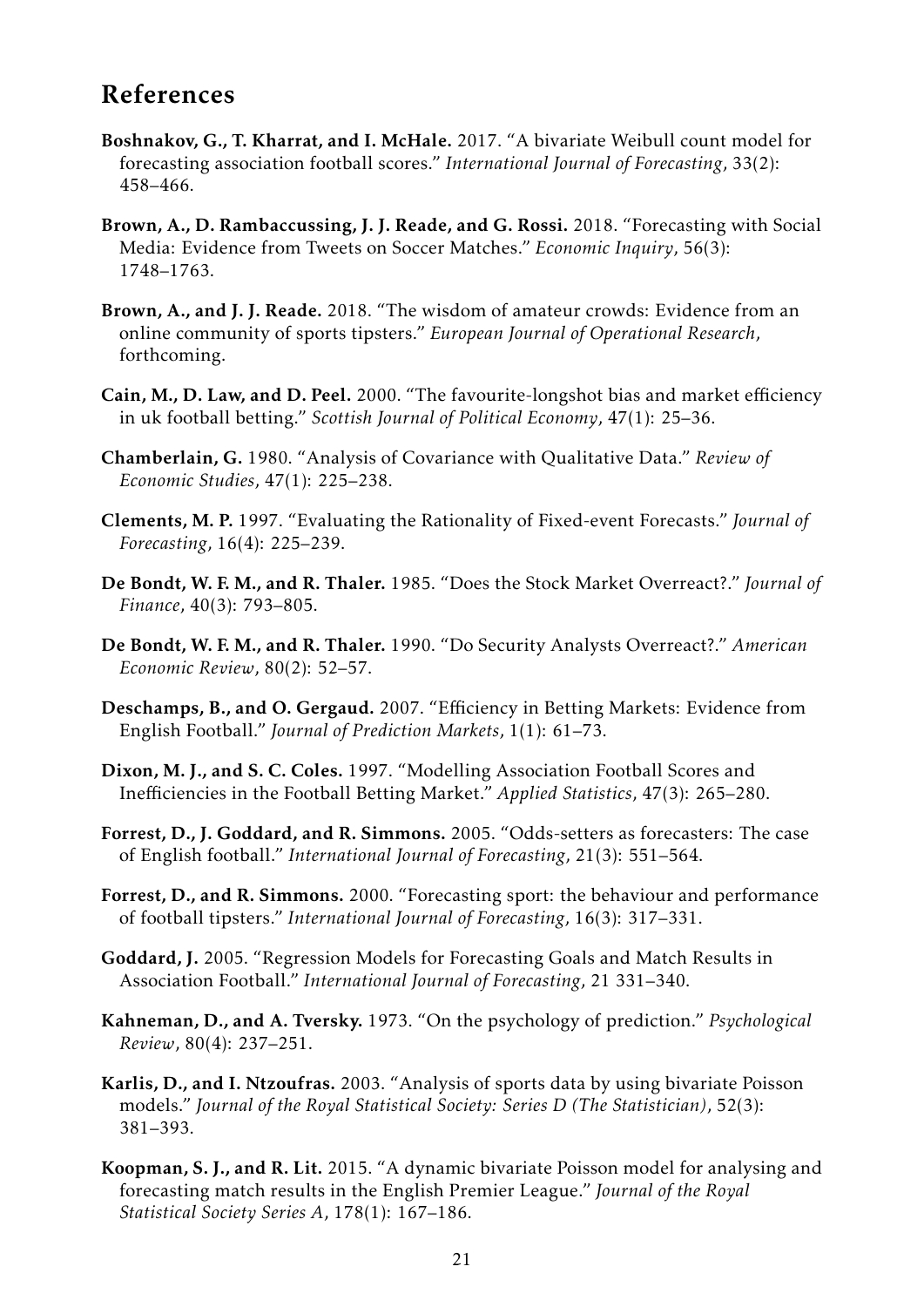# References

**Boshnakov, G., T. Kharrat, and I. McHale.** 2017. "A bivariate Weibull count model for forecasting association football scores." *International Journal of Forecasting*, 33(2): 458–466.

**Brown, A., D. Rambaccussing, J. J. Reade, and G. Rossi.** 2018. "Forecasting with Social Media: Evidence from Tweets on Soccer Matches." *Economic Inquiry*, 56(3): 1748–1763.

**Brown, A., and J. J. Reade.** 2018. "The wisdom of amateur crowds: Evidence from an online community of sports tipsters." *European Journal of Operational Research*, forthcoming.

**Cain, M., D. Law, and D. Peel.** 2000. "The favourite-longshot bias and market efficiency in uk football betting." *Scottish Journal of Political Economy*, 47(1): 25–36.

**Chamberlain, G.** 1980. "Analysis of Covariance with Qualitative Data." *Review of Economic Studies*, 47(1): 225–238.

**Clements, M. P.** 1997. "Evaluating the Rationality of Fixed-event Forecasts." *Journal of Forecasting*, 16(4): 225–239.

**De Bondt, W. F. M., and R. Thaler.** 1985. "Does the Stock Market Overreact?." *Journal of Finance*, 40(3): 793–805.

**De Bondt, W. F. M., and R. Thaler.** 1990. "Do Security Analysts Overreact?." *American Economic Review*, 80(2): 52–57.

**Deschamps, B., and O. Gergaud.** 2007. "Efficiency in Betting Markets: Evidence from English Football." *Journal of Prediction Markets*, 1(1): 61–73.

**Dixon, M. J., and S. C. Coles.** 1997. "Modelling Association Football Scores and Inefficiencies in the Football Betting Market." *Applied Statistics*, 47(3): 265–280.

**Forrest, D., J. Goddard, and R. Simmons.** 2005. "Odds-setters as forecasters: The case of English football." *International Journal of Forecasting*, 21(3): 551–564.

**Forrest, D., and R. Simmons.** 2000. "Forecasting sport: the behaviour and performance of football tipsters." *International Journal of Forecasting*, 16(3): 317–331.

**Goddard, J.** 2005. "Regression Models for Forecasting Goals and Match Results in Association Football." *International Journal of Forecasting*, 21 331–340.

**Kahneman, D., and A. Tversky.** 1973. "On the psychology of prediction." *Psychological Review*, 80(4): 237–251.

**Karlis, D., and I. Ntzoufras.** 2003. "Analysis of sports data by using bivariate Poisson models." *Journal of the Royal Statistical Society: Series D (The Statistician)*, 52(3): 381–393.

**Koopman, S. J., and R. Lit.** 2015. "A dynamic bivariate Poisson model for analysing and forecasting match results in the English Premier League." *Journal of the Royal Statistical Society Series A*, 178(1): 167–186.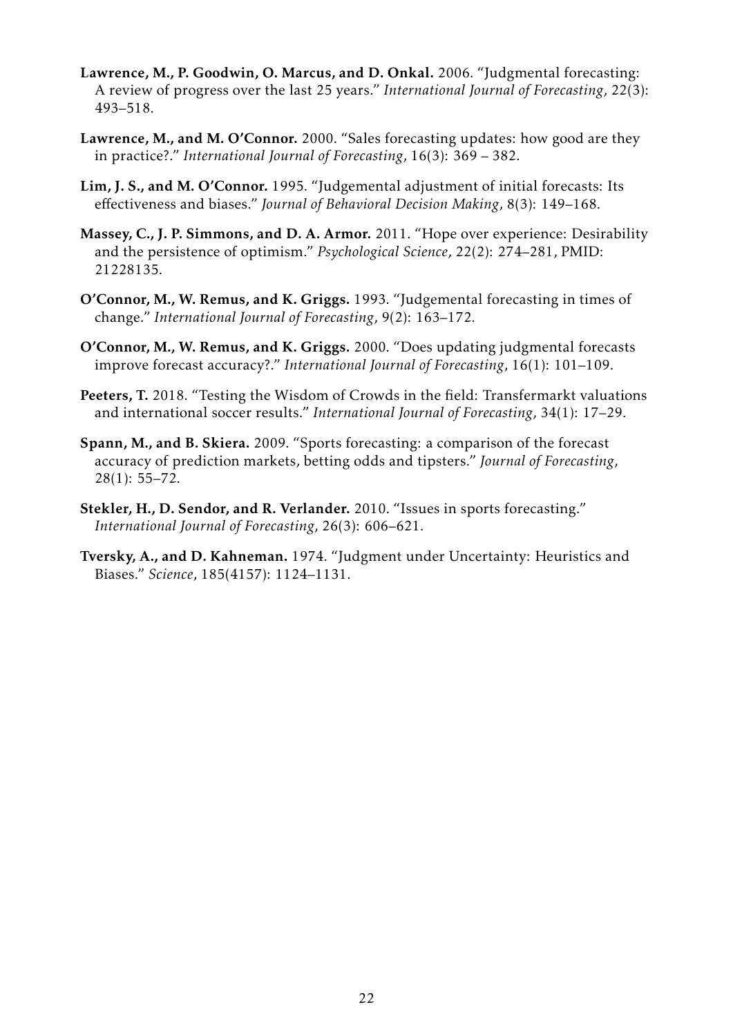**Lawrence, M., P. Goodwin, O. Marcus, and D. Onkal.** 2006. "Judgmental forecasting: A review of progress over the last 25 years." *International Journal of Forecasting*, 22(3): 493–518.

**Lawrence, M., and M. O'Connor.** 2000. "Sales forecasting updates: how good are they in practice?." *International Journal of Forecasting*, 16(3): 369 – 382.

**Lim, J. S., and M. O'Connor.** 1995. "Judgemental adjustment of initial forecasts: Its effectiveness and biases." *Journal of Behavioral Decision Making*, 8(3): 149–168.

**Massey, C., J. P. Simmons, and D. A. Armor.** 2011. "Hope over experience: Desirability and the persistence of optimism." *Psychological Science*, 22(2): 274–281, PMID: 21228135.

**O'Connor, M., W. Remus, and K. Griggs.** 1993. "Judgemental forecasting in times of change." *International Journal of Forecasting*, 9(2): 163–172.

**O'Connor, M., W. Remus, and K. Griggs.** 2000. "Does updating judgmental forecasts improve forecast accuracy?." *International Journal of Forecasting*, 16(1): 101–109.

**Peeters, T.** 2018. "Testing the Wisdom of Crowds in the field: Transfermarkt valuations and international soccer results." *International Journal of Forecasting*, 34(1): 17–29.

**Spann, M., and B. Skiera.** 2009. "Sports forecasting: a comparison of the forecast accuracy of prediction markets, betting odds and tipsters." *Journal of Forecasting*, 28(1): 55–72.

**Stekler, H., D. Sendor, and R. Verlander.** 2010. "Issues in sports forecasting." *International Journal of Forecasting*, 26(3): 606–621.

**Tversky, A., and D. Kahneman.** 1974. "Judgment under Uncertainty: Heuristics and Biases." *Science*, 185(4157): 1124–1131.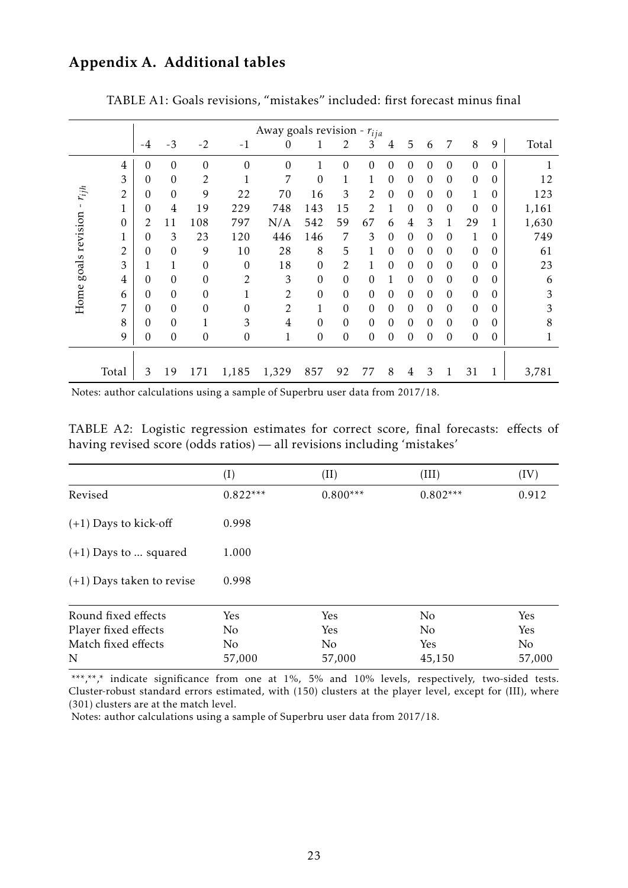## Appendix A. Additional tables

TABLE A1: Goals revisions, "mistakes" included: first forecast minus final

| | | Away goals revision - $r_{ija}$ | | | | | | | | | | | | | | Total |
|---|---|---|---|---|---|---|---|---|---|---|---|---|---|---|---|---|
| | | -4 | -3 | -2 | -1 | 0 | 1 | 2 | 3 | 4 | 5 | 6 | 7 | 8 | 9 | |
| Home goals revision - $r_{ijh}$ | 4 | 0 | 0 | 0 | 0 | 0 | 1 | 0 | 0 | 0 | 0 | 0 | 0 | 0 | 0 | 1 |
| | 3 | 0 | 0 | 2 | 1 | 7 | 0 | 1 | 1 | 0 | 0 | 0 | 0 | 0 | 0 | 12 |
| | 2 | 0 | 0 | 9 | 22 | 70 | 16 | 3 | 2 | 0 | 0 | 0 | 0 | 1 | 0 | 123 |
| | 1 | 0 | 4 | 19 | 229 | 748 | 143 | 15 | 2 | 1 | 0 | 0 | 0 | 0 | 0 | 1,161 |
| | 0 | 2 | 11 | 108 | 797 | N/A | 542 | 59 | 67 | 6 | 4 | 3 | 1 | 29 | 1 | 1,630 |
| | 1 | 0 | 3 | 23 | 120 | 446 | 146 | 7 | 3 | 0 | 0 | 0 | 0 | 1 | 0 | 749 |
| | 2 | 0 | 0 | 9 | 10 | 28 | 8 | 5 | 1 | 0 | 0 | 0 | 0 | 0 | 0 | 61 |
| | 3 | 1 | 1 | 0 | 0 | 18 | 0 | 2 | 1 | 0 | 0 | 0 | 0 | 0 | 0 | 23 |
| | 4 | 0 | 0 | 0 | 2 | 3 | 0 | 0 | 0 | 1 | 0 | 0 | 0 | 0 | 0 | 6 |
| | 6 | 0 | 0 | 0 | 1 | 2 | 0 | 0 | 0 | 0 | 0 | 0 | 0 | 0 | 0 | 3 |
| | 7 | 0 | 0 | 0 | 0 | 2 | 1 | 0 | 0 | 0 | 0 | 0 | 0 | 0 | 0 | 3 |
| | 8 | 0 | 0 | 1 | 3 | 4 | 0 | 0 | 0 | 0 | 0 | 0 | 0 | 0 | 0 | 8 |
| | 9 | 0 | 0 | 0 | 0 | 1 | 0 | 0 | 0 | 0 | 0 | 0 | 0 | 0 | 0 | 1 |
| Total | | 3 | 19 | 171 | 1,185 | 1,329 | 857 | 92 | 77 | 8 | 4 | 3 | 1 | 31 | 1 | 3,781 |

Notes: author calculations using a sample of Superbru user data from 2017/18.

TABLE A2: Logistic regression estimates for correct score, final forecasts: effects of having revised score (odds ratios) — all revisions including 'mistakes'

| | (I) | (II) | (III) | (IV) |
|---|---|---|---|---|
| Revised | 0.822*** | 0.800*** | 0.802*** | 0.912 |
| (+1) Days to kick-off | 0.998 | | | |
| (+1) Days to ... squared | 1.000 | | | |
| (+1) Days taken to revise | 0.998 | | | |
| Round fixed effects | Yes | Yes | No | Yes |
| Player fixed effects | No | Yes | No | Yes |
| Match fixed effects | No | No | Yes | No |
| N | 57,000 | 57,000 | 45,150 | 57,000 |

\*\*\*,\*\*,\* indicate significance from one at 1%, 5% and 10% levels, respectively, two-sided tests. Cluster-robust standard errors estimated, with (150) clusters at the player level, except for (III), where (301) clusters are at the match level.

Notes: author calculations using a sample of Superbru user data from 2017/18.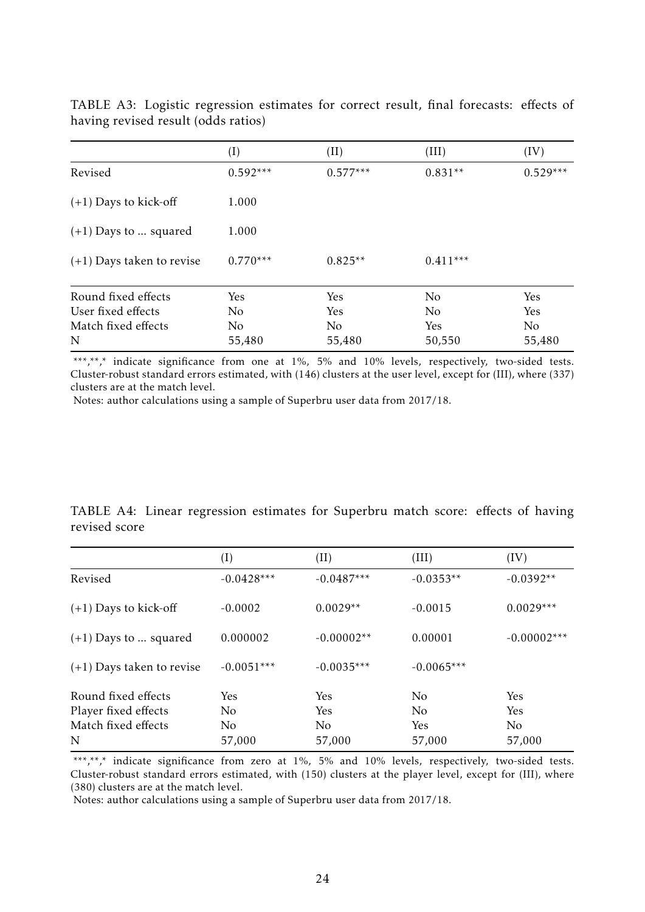TABLE A3: Logistic regression estimates for correct result, final forecasts: effects of having revised result (odds ratios)

| | (I) | (II) | (III) | (IV) |
|---|---|---|---|---|
| Revised | 0.592*** | 0.577*** | 0.831** | 0.529*** |
| (+1) Days to kick-off | 1.000 | | | |
| (+1) Days to ... squared | 1.000 | | | |
| (+1) Days taken to revise | 0.770*** | 0.825** | 0.411*** | |
| Round fixed effects | Yes | Yes | No | Yes |
| User fixed effects | No | Yes | No | Yes |
| Match fixed effects | No | No | Yes | No |
| N | 55,480 | 55,480 | 50,550 | 55,480 |

***,**,* indicate significance from one at 1%, 5% and 10% levels, respectively, two-sided tests. Cluster-robust standard errors estimated, with (146) clusters at the user level, except for (III), where (337) clusters are at the match level.

Notes: author calculations using a sample of Superbru user data from 2017/18.

TABLE A4: Linear regression estimates for Superbru match score: effects of having revised score

| | (I) | (II) | (III) | (IV) |
|---|---|---|---|---|
| Revised | -0.0428*** | -0.0487*** | -0.0353** | -0.0392** |
| (+1) Days to kick-off | -0.0002 | 0.0029** | -0.0015 | 0.0029*** |
| (+1) Days to ... squared | 0.000002 | -0.00002** | 0.00001 | -0.00002*** |
| (+1) Days taken to revise | -0.0051*** | -0.0035*** | -0.0065*** | |
| Round fixed effects | Yes | Yes | No | Yes |
| Player fixed effects | No | Yes | No | Yes |
| Match fixed effects | No | No | Yes | No |
| N | 57,000 | 57,000 | 57,000 | 57,000 |

***,**,* indicate significance from zero at 1%, 5% and 10% levels, respectively, two-sided tests. Cluster-robust standard errors estimated, with (150) clusters at the player level, except for (III), where (380) clusters are at the match level.

Notes: author calculations using a sample of Superbru user data from 2017/18.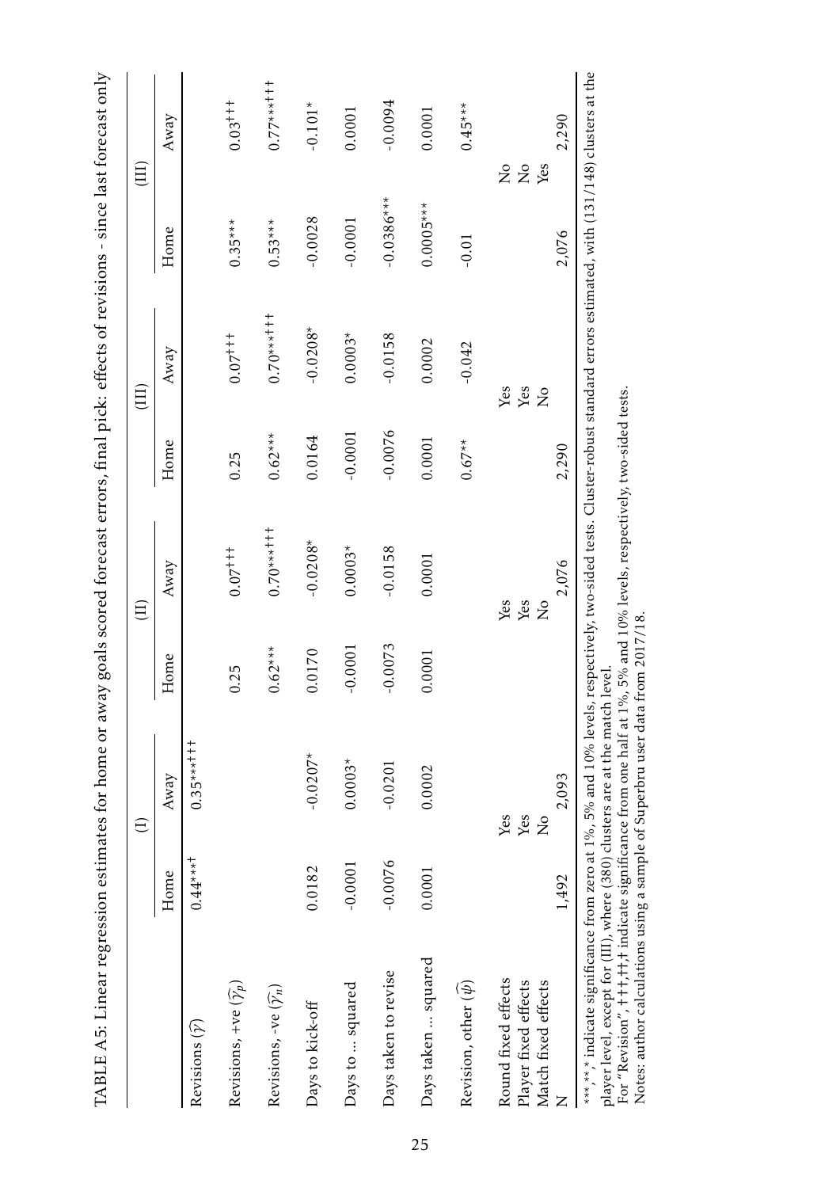TABLE A5: Linear regression estimates for home or away goals scored forecast errors, final pick: effects of revisions - since last forecast only

| | (I) | | (II) | | (III) | | (III) | |
|---|---|---|---|---|---|---|---|---|
| | Home | Away | Home | Away | Home | Away | Home | Away |
| Revisions ($\widehat{\gamma}$) | $0.44^{***\dagger}$ | $0.35^{***\dagger\dagger\dagger}$ | | | | | | |
| Revisions, +ve ($\widehat{\gamma_p}$) | | | 0.25 | $0.07^{\dagger\dagger}$ | 0.25 | $0.07^{\dagger\dagger}$ | $0.35^{***}$ | $0.03^{\dagger\dagger}$ |
| Revisions, -ve ($\widehat{\gamma_n}$) | | | $0.62^{***}$ | $0.70^{***\dagger\dagger\dagger}$ | $0.62^{***}$ | $0.70^{***\dagger\dagger\dagger}$ | $0.53^{***}$ | $0.77^{***\dagger\dagger\dagger}$ |
| Days to kick-off | 0.0182 | $-0.0207^{*}$ | 0.0170 | $-0.0208^{*}$ | 0.0164 | $-0.0208^{*}$ | -0.0028 | $-0.101^{*}$ |
| Days to ... squared | -0.0001 | $0.0003^{*}$ | -0.0001 | $0.0003^{*}$ | -0.0001 | $0.0003^{*}$ | -0.0001 | 0.0001 |
| Days taken to revise | -0.0076 | -0.0201 | -0.0073 | -0.0158 | -0.0076 | -0.0158 | $-0.0386^{***}$ | -0.0094 |
| Days taken ... squared | 0.0001 | 0.0002 | 0.0001 | 0.0001 | 0.0001 | 0.0002 | $0.0005^{***}$ | 0.0001 |
| Revision, other ($\widehat{\psi}$) | | | | | $0.67^{**}$ | -0.042 | -0.01 | $0.45^{***}$ |
| Round fixed effects | Yes | | Yes | | Yes | | No | |
| Player fixed effects | Yes | | Yes | | Yes | | No | |
| Match fixed effects | No | | No | | No | | Yes | |
| N | 1,492 | 2,093 | | 2,076 | 2,290 | | 2,076 | 2,290 |

***,**,* indicate significance from zero at 1%, 5% and 10% levels, respectively, two-sided tests. Cluster-robust standard errors estimated, with (131/148) clusters at the player level, except for (III), where (380) clusters are at the match level.
For "Revision", †††,††,† indicate significance from one half at 1%, 5% and 10% levels, respectively, two-sided tests.
Notes: author calculations using a sample of Superbru user data from 2017/18.